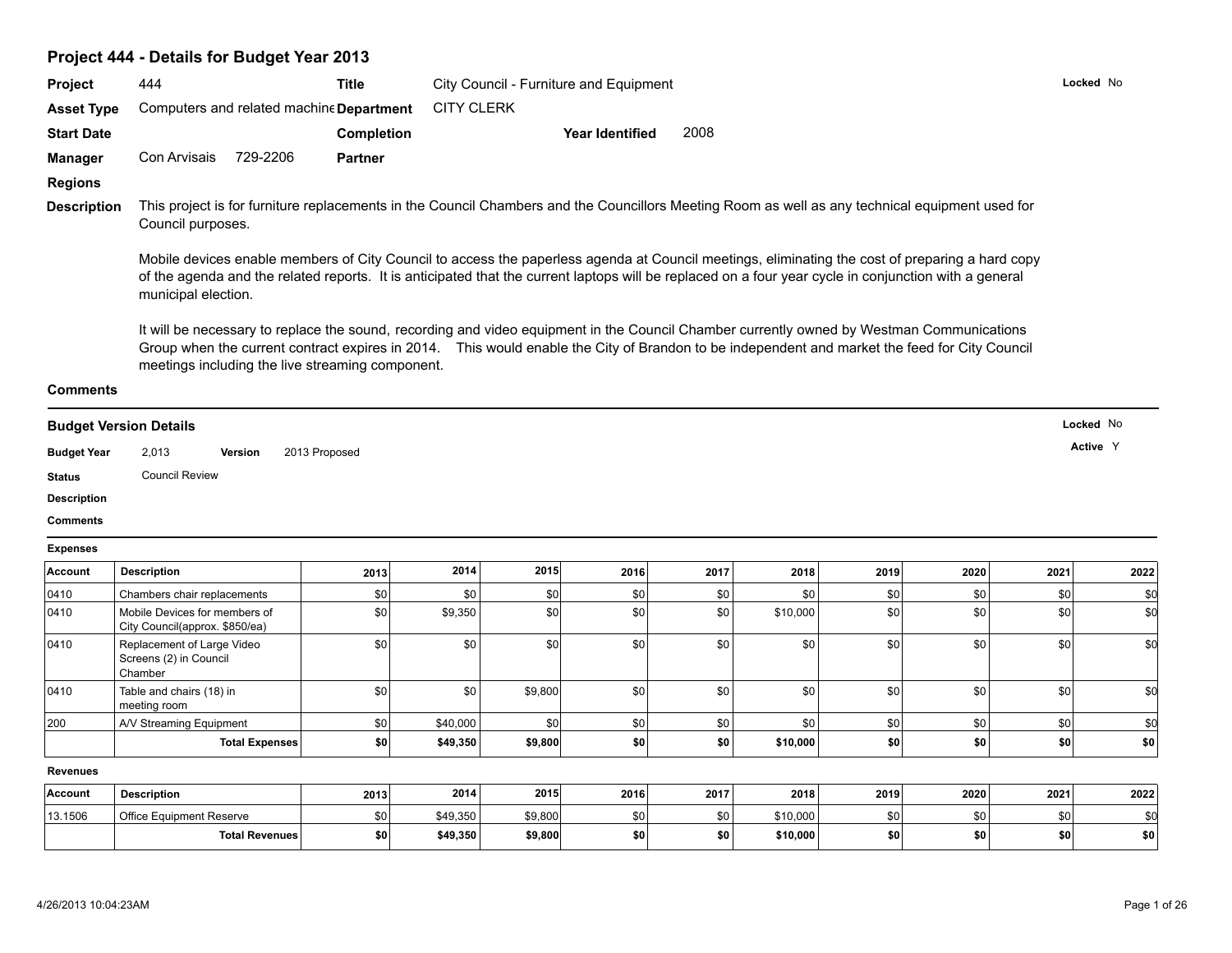# Project 444 - Details for Budget Year 2013

**Project** 444 **Title** City Council - Furniture and Equipment **Locked** No

**Asset Type** Computers and related machine **Department** CITY CLERK

**Start Date** **Completion** **Year Identified** 2008

**Manager** Con Arvisais 729-2206 **Partner**

**Regions**

**Description** This project is for furniture replacements in the Council Chambers and the Councillors Meeting Room as well as any technical equipment used for Council purposes.

Mobile devices enable members of City Council to access the paperless agenda at Council meetings, eliminating the cost of preparing a hard copy of the agenda and the related reports. It is anticipated that the current laptops will be replaced on a four year cycle in conjunction with a general municipal election.

It will be necessary to replace the sound, recording and video equipment in the Council Chamber currently owned by Westman Communications Group when the current contract expires in 2014. This would enable the City of Brandon to be independent and market the feed for City Council meetings including the live streaming component.

**Comments**

## Budget Version Details

**Locked** No

**Active** Y

**Budget Year** 2,013 **Version** 2013 Proposed

**Status** Council Review

**Description**

**Comments**

**Expenses**

| Account | Description | 2013 | 2014 | 2015 | 2016 | 2017 | 2018 | 2019 | 2020 | 2021 | 2022 |
|---|---|---|---|---|---|---|---|---|---|---|---|
| 0410 | Chambers chair replacements | $0 | $0 | $0 | $0 | $0 | $0 | $0 | $0 | $0 | $0 |
| 0410 | Mobile Devices for members of City Council(approx. $850/ea) | $0 | $9,350 | $0 | $0 | $0 | $10,000 | $0 | $0 | $0 | $0 |
| 0410 | Replacement of Large Video Screens (2) in Council Chamber | $0 | $0 | $0 | $0 | $0 | $0 | $0 | $0 | $0 | $0 |
| 0410 | Table and chairs (18) in meeting room | $0 | $0 | $9,800 | $0 | $0 | $0 | $0 | $0 | $0 | $0 |
| 200 | A/V Streaming Equipment | $0 | $40,000 | $0 | $0 | $0 | $0 | $0 | $0 | $0 | $0 |
| | **Total Expenses** | **$0** | **$49,350** | **$9,800** | **$0** | **$0** | **$10,000** | **$0** | **$0** | **$0** | **$0** |

**Revenues**

| Account | Description | 2013 | 2014 | 2015 | 2016 | 2017 | 2018 | 2019 | 2020 | 2021 | 2022 |
|---|---|---|---|---|---|---|---|---|---|---|---|
| 13.1506 | Office Equipment Reserve | $0 | $49,350 | $9,800 | $0 | $0 | $10,000 | $0 | $0 | $0 | $0 |
| | **Total Revenues** | **$0** | **$49,350** | **$9,800** | **$0** | **$0** | **$10,000** | **$0** | **$0** | **$0** | **$0** |

4/26/2013 10:04:23AM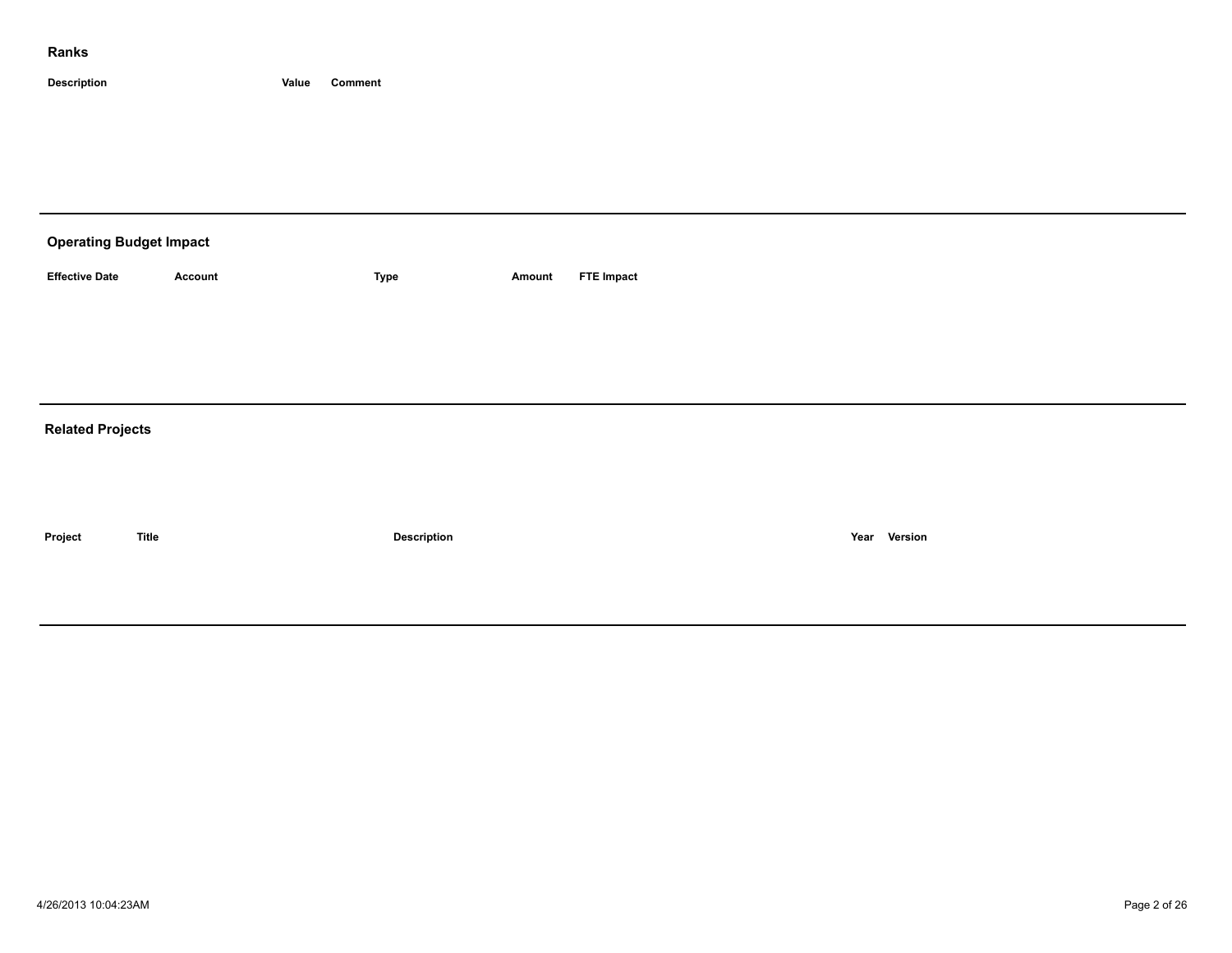## Ranks

| Description | Value | Comment |
| --- | --- | --- |

---

## Operating Budget Impact

| Effective Date | Account | Type | Amount | FTE Impact |
| --- | --- | --- | --- | --- |

---

## Related Projects

| Project | Title | Description | Year | Version |
| --- | --- | --- | --- | --- |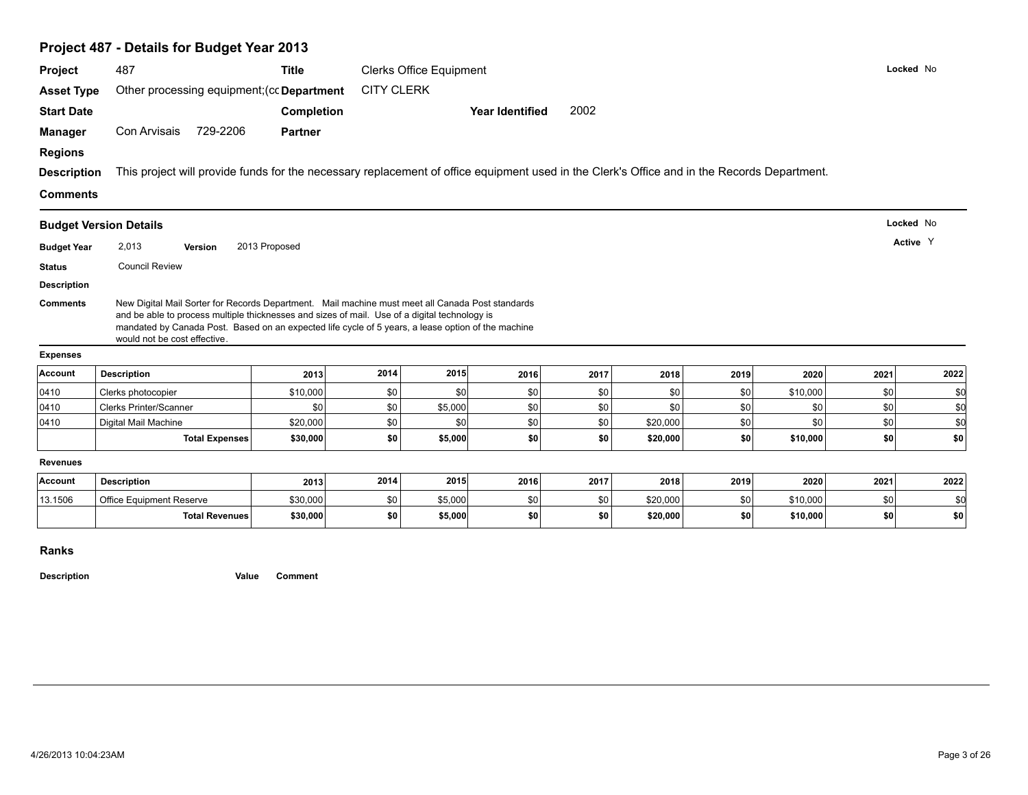# Project 487 - Details for Budget Year 2013

**Project** 487 **Title** Clerks Office Equipment **Locked** No

**Asset Type** Other processing equipment;(cc **Department** CITY CLERK

**Start Date** **Completion** **Year Identified** 2002

**Manager** Con Arvisais 729-2206 **Partner**

**Regions**

**Description** This project will provide funds for the necessary replacement of office equipment used in the Clerk's Office and in the Records Department.

**Comments**

## Budget Version Details

**Locked** No

**Active** Y

**Budget Year** 2,013 **Version** 2013 Proposed

**Status** Council Review

**Description**

**Comments** New Digital Mail Sorter for Records Department. Mail machine must meet all Canada Post standards and be able to process multiple thicknesses and sizes of mail. Use of a digital technology is mandated by Canada Post. Based on an expected life cycle of 5 years, a lease option of the machine would not be cost effective.

**Expenses**

| Account | Description | 2013 | 2014 | 2015 | 2016 | 2017 | 2018 | 2019 | 2020 | 2021 | 2022 |
|---|---|---|---|---|---|---|---|---|---|---|---|
| 0410 | Clerks photocopier | $10,000 | $0 | $0 | $0 | $0 | $0 | $0 | $10,000 | $0 | $0 |
| 0410 | Clerks Printer/Scanner | $0 | $0 | $5,000 | $0 | $0 | $0 | $0 | $0 | $0 | $0 |
| 0410 | Digital Mail Machine | $20,000 | $0 | $0 | $0 | $0 | $20,000 | $0 | $0 | $0 | $0 |
| | **Total Expenses** | **$30,000** | **$0** | **$5,000** | **$0** | **$0** | **$20,000** | **$0** | **$10,000** | **$0** | **$0** |

**Revenues**

| Account | Description | 2013 | 2014 | 2015 | 2016 | 2017 | 2018 | 2019 | 2020 | 2021 | 2022 |
|---|---|---|---|---|---|---|---|---|---|---|---|
| 13.1506 | Office Equipment Reserve | $30,000 | $0 | $5,000 | $0 | $0 | $20,000 | $0 | $10,000 | $0 | $0 |
| | **Total Revenues** | **$30,000** | **$0** | **$5,000** | **$0** | **$0** | **$20,000** | **$0** | **$10,000** | **$0** | **$0** |

## Ranks

| Description | Value | Comment |
|---|---|---|

4/26/2013 10:04:23AM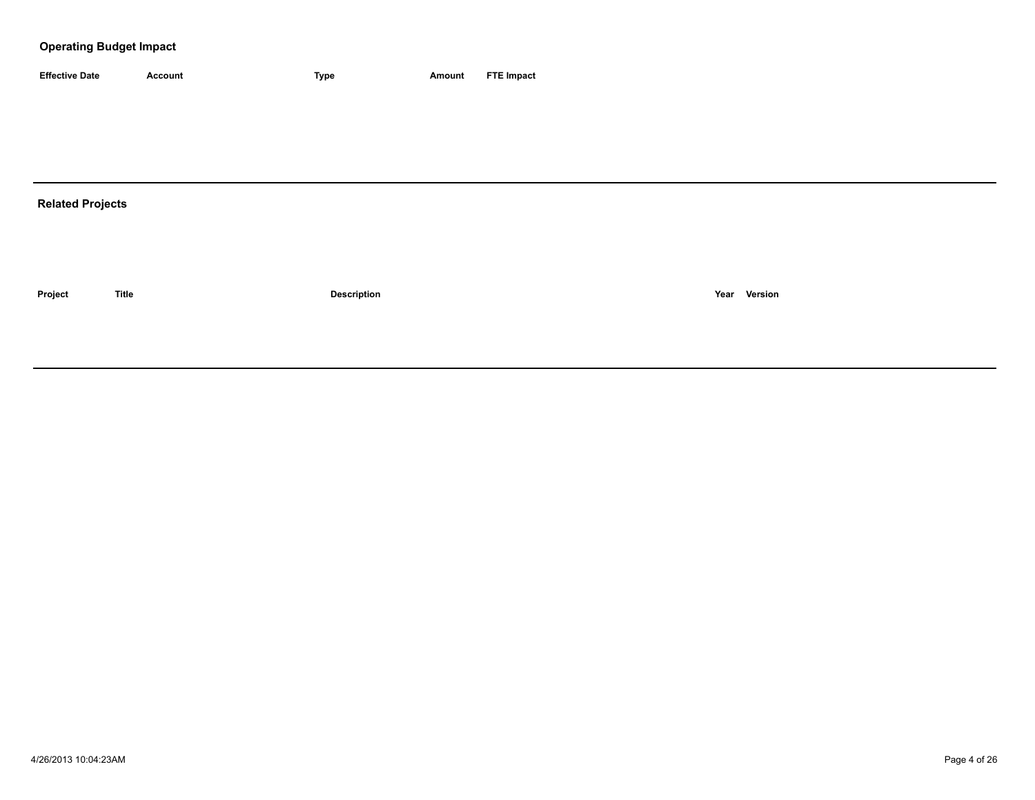## Operating Budget Impact

| Effective Date | Account | Type | Amount | FTE Impact |
|---|---|---|---|---|

## Related Projects

| Project | Title | Description | Year | Version |
|---|---|---|---|---|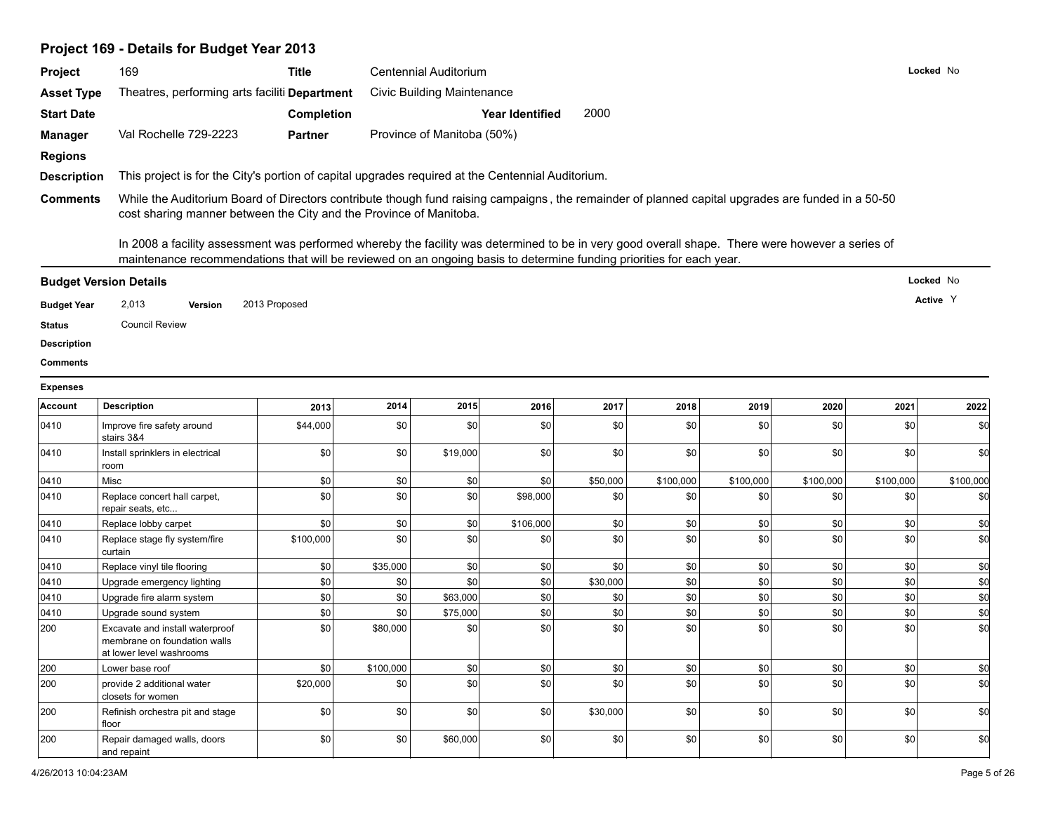## Project 169 - Details for Budget Year 2013

| | | | | | |
|---|---|---|---|---|---|
| **Project** | 169 | **Title** | Centennial Auditorium | | **Locked** No |
| **Asset Type** | Theatres, performing arts faciliti | **Department** | Civic Building Maintenance | | |
| **Start Date** | | **Completion** | | **Year Identified** 2000 | |
| **Manager** | Val Rochelle 729-2223 | **Partner** | Province of Manitoba (50%) | | |
| **Regions** | | | | | |

**Description** This project is for the City's portion of capital upgrades required at the Centennial Auditorium.

**Comments** While the Auditorium Board of Directors contribute though fund raising campaigns , the remainder of planned capital upgrades are funded in a 50-50 cost sharing manner between the City and the Province of Manitoba.

In 2008 a facility assessment was performed whereby the facility was determined to be in very good overall shape. There were however a series of maintenance recommendations that will be reviewed on an ongoing basis to determine funding priorities for each year.

### Budget Version Details

**Locked** No

**Active** Y

**Budget Year** 2,013 **Version** 2013 Proposed

**Status** Council Review

**Description**

**Comments**

**Expenses**

| Account | Description | 2013 | 2014 | 2015 | 2016 | 2017 | 2018 | 2019 | 2020 | 2021 | 2022 |
|---|---|---|---|---|---|---|---|---|---|---|---|
| 0410 | Improve fire safety around stairs 3&4 | $44,000 | $0 | $0 | $0 | $0 | $0 | $0 | $0 | $0 | $0 |
| 0410 | Install sprinklers in electrical room | $0 | $0 | $19,000 | $0 | $0 | $0 | $0 | $0 | $0 | $0 |
| 0410 | Misc | $0 | $0 | $0 | $0 | $50,000 | $100,000 | $100,000 | $100,000 | $100,000 | $100,000 |
| 0410 | Replace concert hall carpet, repair seats, etc... | $0 | $0 | $0 | $98,000 | $0 | $0 | $0 | $0 | $0 | $0 |
| 0410 | Replace lobby carpet | $0 | $0 | $0 | $106,000 | $0 | $0 | $0 | $0 | $0 | $0 |
| 0410 | Replace stage fly system/fire curtain | $100,000 | $0 | $0 | $0 | $0 | $0 | $0 | $0 | $0 | $0 |
| 0410 | Replace vinyl tile flooring | $0 | $35,000 | $0 | $0 | $0 | $0 | $0 | $0 | $0 | $0 |
| 0410 | Upgrade emergency lighting | $0 | $0 | $0 | $0 | $30,000 | $0 | $0 | $0 | $0 | $0 |
| 0410 | Upgrade fire alarm system | $0 | $0 | $63,000 | $0 | $0 | $0 | $0 | $0 | $0 | $0 |
| 0410 | Upgrade sound system | $0 | $0 | $75,000 | $0 | $0 | $0 | $0 | $0 | $0 | $0 |
| 200 | Excavate and install waterproof membrane on foundation walls at lower level washrooms | $0 | $80,000 | $0 | $0 | $0 | $0 | $0 | $0 | $0 | $0 |
| 200 | Lower base roof | $0 | $100,000 | $0 | $0 | $0 | $0 | $0 | $0 | $0 | $0 |
| 200 | provide 2 additional water closets for women | $20,000 | $0 | $0 | $0 | $0 | $0 | $0 | $0 | $0 | $0 |
| 200 | Refinish orchestra pit and stage floor | $0 | $0 | $0 | $0 | $30,000 | $0 | $0 | $0 | $0 | $0 |
| 200 | Repair damaged walls, doors and repaint | $0 | $0 | $60,000 | $0 | $0 | $0 | $0 | $0 | $0 | $0 |

4/26/2013 10:04:23AM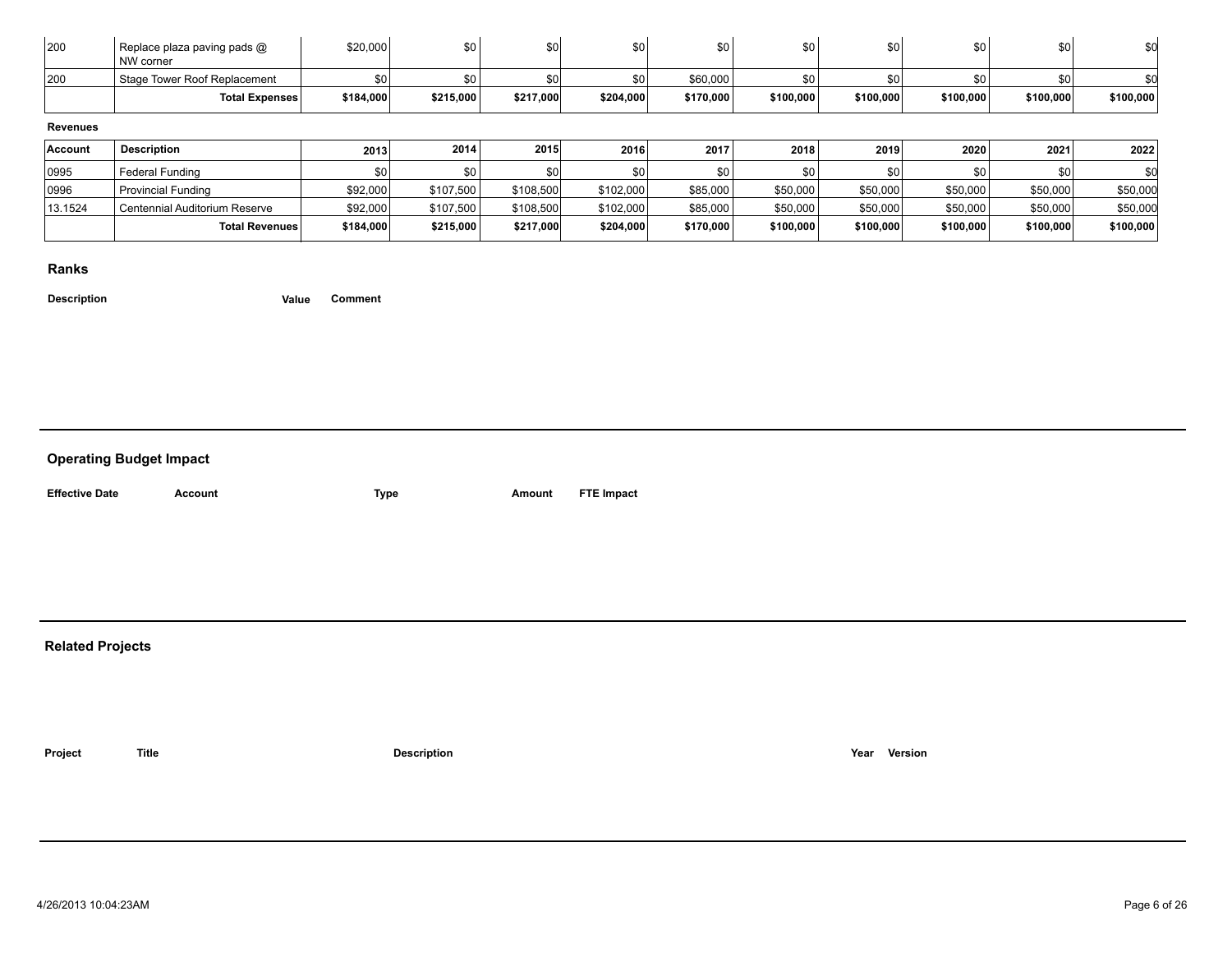| | | | | | | | | | | | |
|---|---|---|---|---|---|---|---|---|---|---|---|
| 200 | Replace plaza paving pads @ NW corner | $20,000 | $0 | $0 | $0 | $0 | $0 | $0 | $0 | $0 | $0 |
| 200 | Stage Tower Roof Replacement | $0 | $0 | $0 | $0 | $60,000 | $0 | $0 | $0 | $0 | $0 |
| | **Total Expenses** | **$184,000** | **$215,000** | **$217,000** | **$204,000** | **$170,000** | **$100,000** | **$100,000** | **$100,000** | **$100,000** | **$100,000** |

**Revenues**

| Account | Description | 2013 | 2014 | 2015 | 2016 | 2017 | 2018 | 2019 | 2020 | 2021 | 2022 |
|---|---|---|---|---|---|---|---|---|---|---|---|
| 0995 | Federal Funding | $0 | $0 | $0 | $0 | $0 | $0 | $0 | $0 | $0 | $0 |
| 0996 | Provincial Funding | $92,000 | $107,500 | $108,500 | $102,000 | $85,000 | $50,000 | $50,000 | $50,000 | $50,000 | $50,000 |
| 13.1524 | Centennial Auditorium Reserve | $92,000 | $107,500 | $108,500 | $102,000 | $85,000 | $50,000 | $50,000 | $50,000 | $50,000 | $50,000 |
| | **Total Revenues** | **$184,000** | **$215,000** | **$217,000** | **$204,000** | **$170,000** | **$100,000** | **$100,000** | **$100,000** | **$100,000** | **$100,000** |

## Ranks

| Description | Value | Comment |
|---|---|---|

## Operating Budget Impact

| Effective Date | Account | Type | Amount | FTE Impact |
|---|---|---|---|---|

## Related Projects

| Project | Title | Description | Year | Version |
|---|---|---|---|---|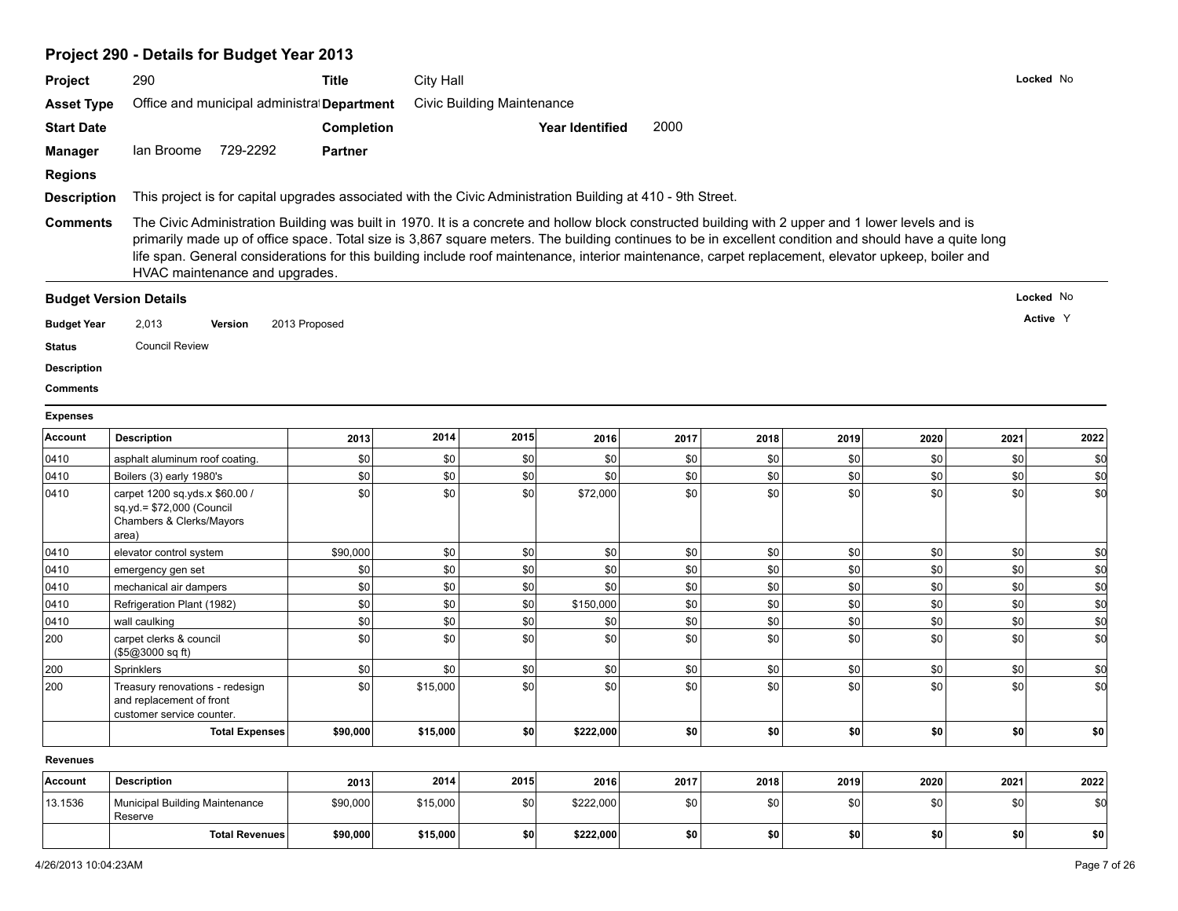## Project 290 - Details for Budget Year 2013

**Project** 290 **Title** City Hall **Locked** No

**Asset Type** Office and municipal administrat **Department** Civic Building Maintenance

**Start Date** **Completion** **Year Identified** 2000

**Manager** Ian Broome 729-2292 **Partner**

**Regions**

**Description** This project is for capital upgrades associated with the Civic Administration Building at 410 - 9th Street.

**Comments** The Civic Administration Building was built in 1970. It is a concrete and hollow block constructed building with 2 upper and 1 lower levels and is primarily made up of office space. Total size is 3,867 square meters. The building continues to be in excellent condition and should have a quite long life span. General considerations for this building include roof maintenance, interior maintenance, carpet replacement, elevator upkeep, boiler and HVAC maintenance and upgrades.

### Budget Version Details

**Locked** No

**Active** Y

**Budget Year** 2,013 **Version** 2013 Proposed

**Status** Council Review

**Description**

**Comments**

**Expenses**

| Account | Description | 2013 | 2014 | 2015 | 2016 | 2017 | 2018 | 2019 | 2020 | 2021 | 2022 |
|---|---|---|---|---|---|---|---|---|---|---|---|
| 0410 | asphalt aluminum roof coating. | $0 | $0 | $0 | $0 | $0 | $0 | $0 | $0 | $0 | $0 |
| 0410 | Boilers (3) early 1980's | $0 | $0 | $0 | $0 | $0 | $0 | $0 | $0 | $0 | $0 |
| 0410 | carpet 1200 sq.yds.x $60.00 / sq.yd.= $72,000 (Council Chambers & Clerks/Mayors area) | $0 | $0 | $0 | $72,000 | $0 | $0 | $0 | $0 | $0 | $0 |
| 0410 | elevator control system | $90,000 | $0 | $0 | $0 | $0 | $0 | $0 | $0 | $0 | $0 |
| 0410 | emergency gen set | $0 | $0 | $0 | $0 | $0 | $0 | $0 | $0 | $0 | $0 |
| 0410 | mechanical air dampers | $0 | $0 | $0 | $0 | $0 | $0 | $0 | $0 | $0 | $0 |
| 0410 | Refrigeration Plant (1982) | $0 | $0 | $0 | $150,000 | $0 | $0 | $0 | $0 | $0 | $0 |
| 0410 | wall caulking | $0 | $0 | $0 | $0 | $0 | $0 | $0 | $0 | $0 | $0 |
| 200 | carpet clerks & council ($5@3000 sq ft) | $0 | $0 | $0 | $0 | $0 | $0 | $0 | $0 | $0 | $0 |
| 200 | Sprinklers | $0 | $0 | $0 | $0 | $0 | $0 | $0 | $0 | $0 | $0 |
| 200 | Treasury renovations - redesign and replacement of front customer service counter. | $0 | $15,000 | $0 | $0 | $0 | $0 | $0 | $0 | $0 | $0 |
| | **Total Expenses** | **$90,000** | **$15,000** | **$0** | **$222,000** | **$0** | **$0** | **$0** | **$0** | **$0** | **$0** |

**Revenues**

| Account | Description | 2013 | 2014 | 2015 | 2016 | 2017 | 2018 | 2019 | 2020 | 2021 | 2022 |
|---|---|---|---|---|---|---|---|---|---|---|---|
| 13.1536 | Municipal Building Maintenance Reserve | $90,000 | $15,000 | $0 | $222,000 | $0 | $0 | $0 | $0 | $0 | $0 |
| | **Total Revenues** | **$90,000** | **$15,000** | **$0** | **$222,000** | **$0** | **$0** | **$0** | **$0** | **$0** | **$0** |

4/26/2013 10:04:23AM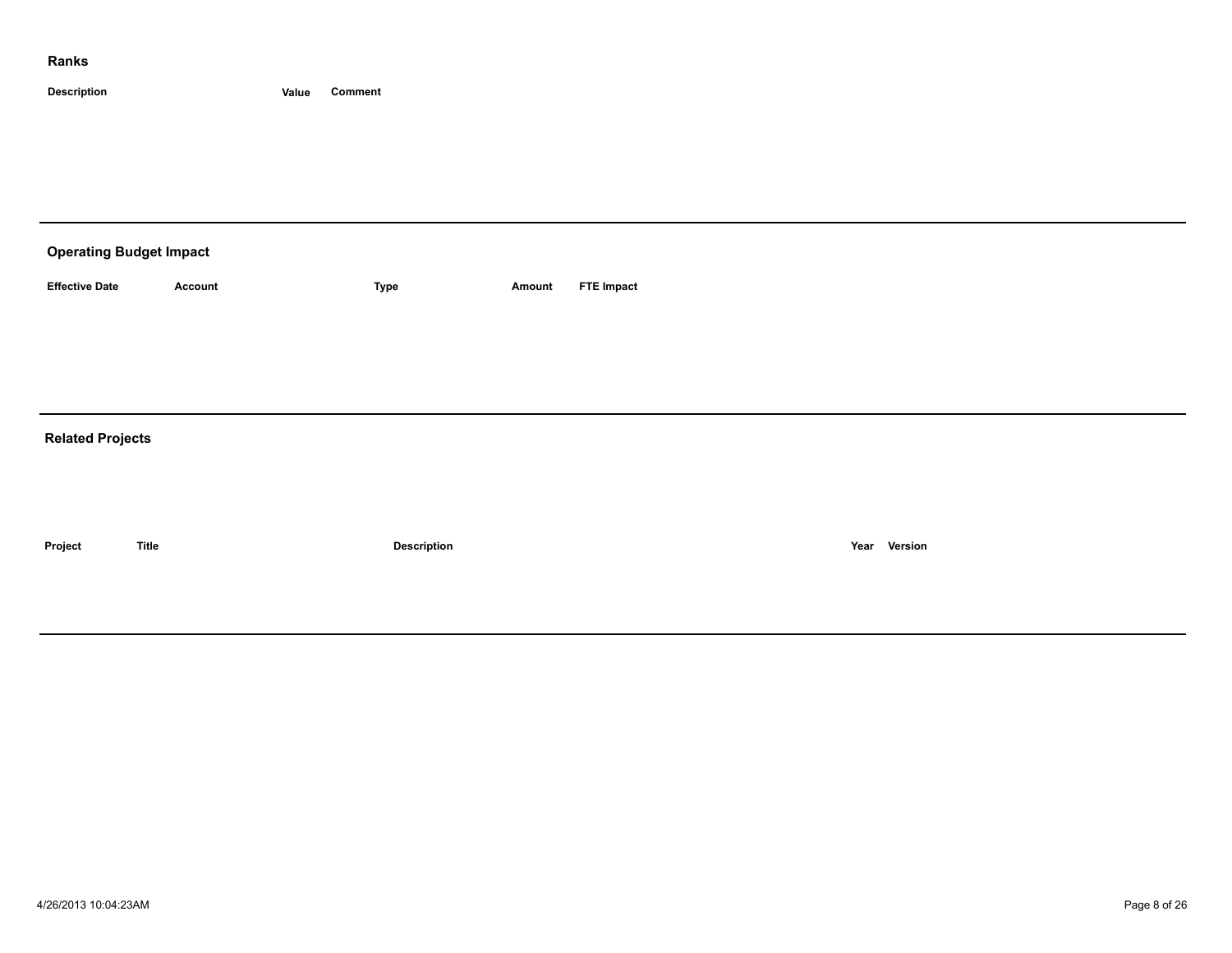## Ranks

| Description | Value | Comment |
| --- | --- | --- |

## Operating Budget Impact

| Effective Date | Account | Type | Amount | FTE Impact |
| --- | --- | --- | --- | --- |

## Related Projects

| Project | Title | Description | Year | Version |
| --- | --- | --- | --- | --- |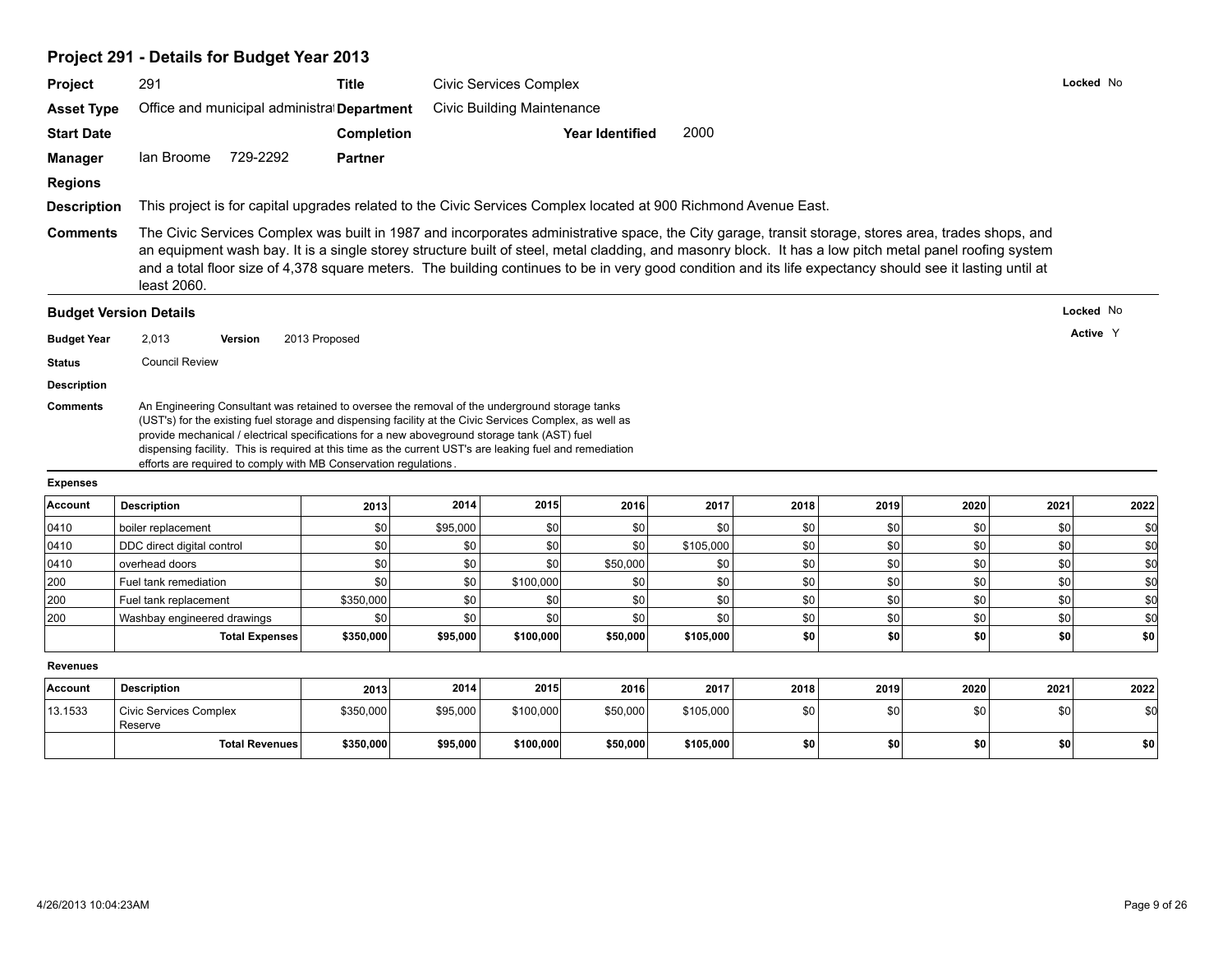## Project 291 - Details for Budget Year 2013

| | | | | | | |
|---|---|---|---|---|---|---|
| **Project** | 291 | **Title** | Civic Services Complex | | | **Locked** No |
| **Asset Type** | Office and municipal administrat | **Department** | Civic Building Maintenance | | | |
| **Start Date** | | **Completion** | | **Year Identified** | 2000 | |
| **Manager** | Ian Broome 729-2292 | **Partner** | | | | |
| **Regions** | | | | | | |

**Description** This project is for capital upgrades related to the Civic Services Complex located at 900 Richmond Avenue East.

**Comments** The Civic Services Complex was built in 1987 and incorporates administrative space, the City garage, transit storage, stores area, trades shops, and an equipment wash bay. It is a single storey structure built of steel, metal cladding, and masonry block. It has a low pitch metal panel roofing system and a total floor size of 4,378 square meters. The building continues to be in very good condition and its life expectancy should see it lasting until at least 2060.

### Budget Version Details

**Locked** No

**Active** Y

**Budget Year** 2,013 **Version** 2013 Proposed

**Status** Council Review

**Description**

**Comments** An Engineering Consultant was retained to oversee the removal of the underground storage tanks (UST's) for the existing fuel storage and dispensing facility at the Civic Services Complex, as well as provide mechanical / electrical specifications for a new aboveground storage tank (AST) fuel dispensing facility. This is required at this time as the current UST's are leaking fuel and remediation efforts are required to comply with MB Conservation regulations.

**Expenses**

| Account | Description | 2013 | 2014 | 2015 | 2016 | 2017 | 2018 | 2019 | 2020 | 2021 | 2022 |
|---|---|---|---|---|---|---|---|---|---|---|---|
| 0410 | boiler replacement | $0 | $95,000 | $0 | $0 | $0 | $0 | $0 | $0 | $0 | $0 |
| 0410 | DDC direct digital control | $0 | $0 | $0 | $0 | $105,000 | $0 | $0 | $0 | $0 | $0 |
| 0410 | overhead doors | $0 | $0 | $0 | $50,000 | $0 | $0 | $0 | $0 | $0 | $0 |
| 200 | Fuel tank remediation | $0 | $0 | $100,000 | $0 | $0 | $0 | $0 | $0 | $0 | $0 |
| 200 | Fuel tank replacement | $350,000 | $0 | $0 | $0 | $0 | $0 | $0 | $0 | $0 | $0 |
| 200 | Washbay engineered drawings | $0 | $0 | $0 | $0 | $0 | $0 | $0 | $0 | $0 | $0 |
| | **Total Expenses** | **$350,000** | **$95,000** | **$100,000** | **$50,000** | **$105,000** | **$0** | **$0** | **$0** | **$0** | **$0** |

**Revenues**

| Account | Description | 2013 | 2014 | 2015 | 2016 | 2017 | 2018 | 2019 | 2020 | 2021 | 2022 |
|---|---|---|---|---|---|---|---|---|---|---|---|
| 13.1533 | Civic Services Complex Reserve | $350,000 | $95,000 | $100,000 | $50,000 | $105,000 | $0 | $0 | $0 | $0 | $0 |
| | **Total Revenues** | **$350,000** | **$95,000** | **$100,000** | **$50,000** | **$105,000** | **$0** | **$0** | **$0** | **$0** | **$0** |

4/26/2013 10:04:23AM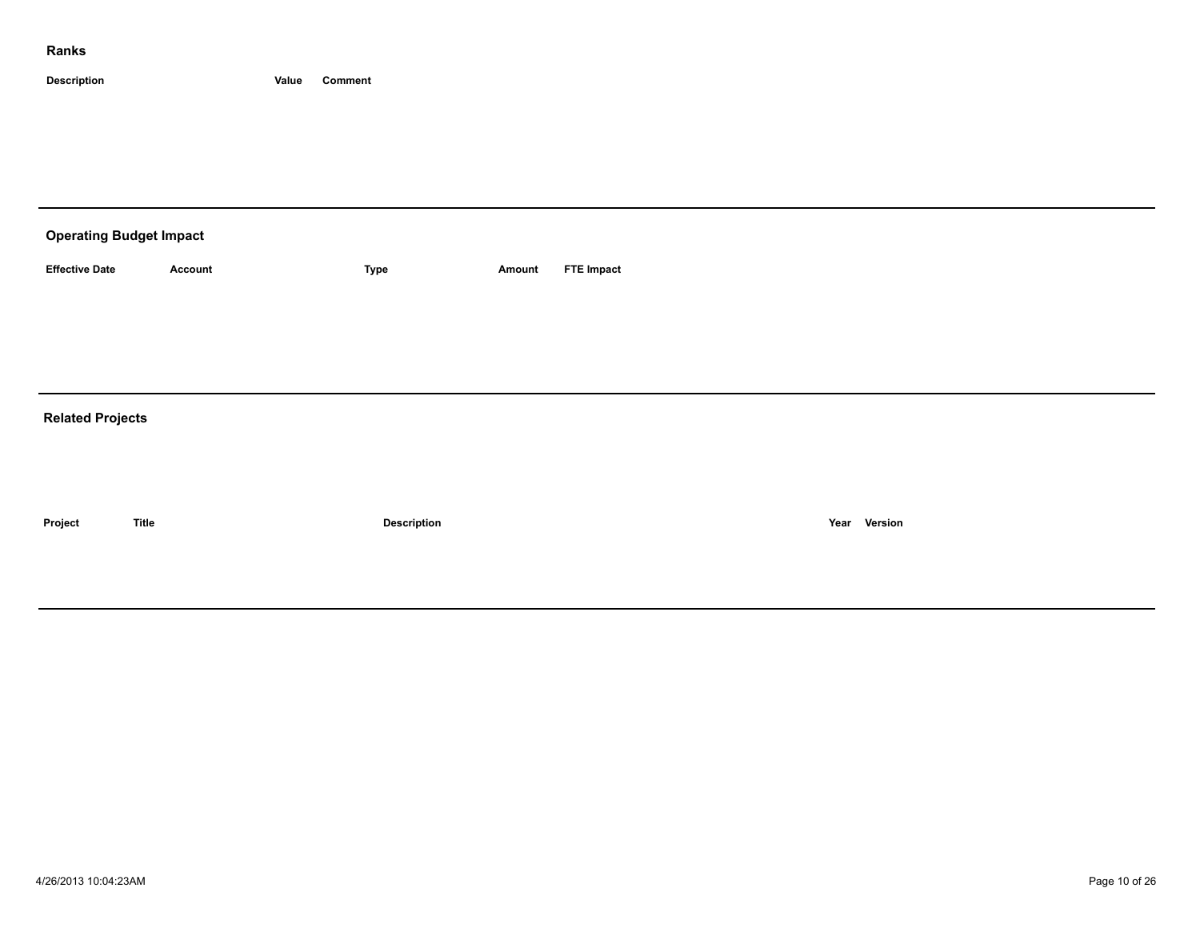## Ranks

| Description | Value | Comment |
|---|---|---|

## Operating Budget Impact

| Effective Date | Account | Type | Amount | FTE Impact |
|---|---|---|---|---|

## Related Projects

| Project | Title | Description | Year | Version |
|---|---|---|---|---|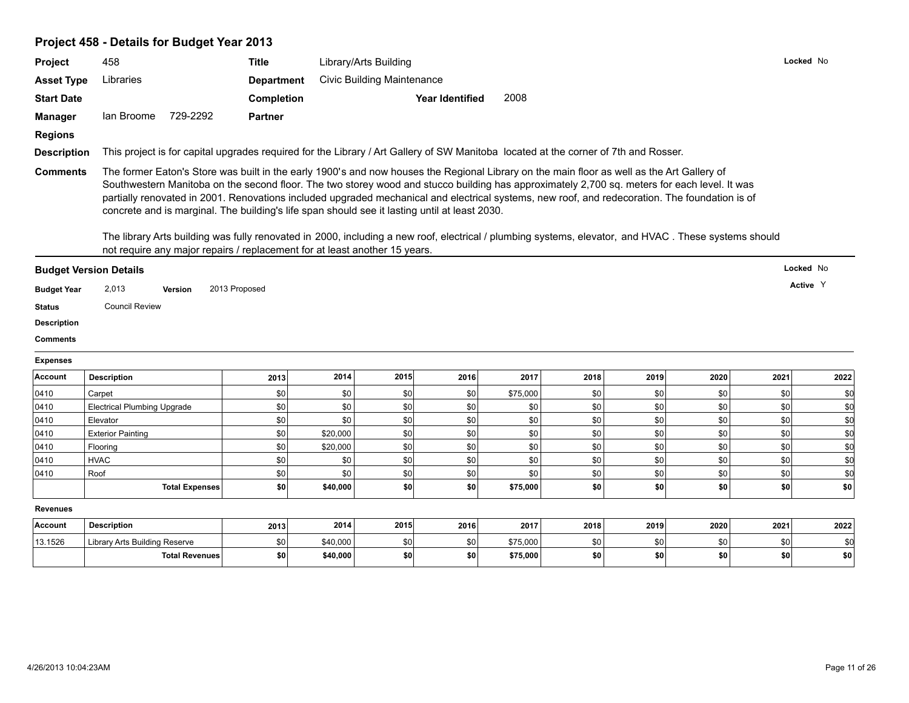## Project 458 - Details for Budget Year 2013

**Project** 458 **Title** Library/Arts Building **Locked** No

**Asset Type** Libraries **Department** Civic Building Maintenance

**Start Date** **Completion** **Year Identified** 2008

**Manager** Ian Broome 729-2292 **Partner**

**Regions**

**Description** This project is for capital upgrades required for the Library / Art Gallery of SW Manitoba located at the corner of 7th and Rosser.

**Comments** The former Eaton's Store was built in the early 1900's and now houses the Regional Library on the main floor as well as the Art Gallery of Southwestern Manitoba on the second floor. The two storey wood and stucco building has approximately 2,700 sq. meters for each level. It was partially renovated in 2001. Renovations included upgraded mechanical and electrical systems, new roof, and redecoration. The foundation is of concrete and is marginal. The building's life span should see it lasting until at least 2030.

The library Arts building was fully renovated in 2000, including a new roof, electrical / plumbing systems, elevator, and HVAC . These systems should not require any major repairs / replacement for at least another 15 years.

### Budget Version Details

**Locked** No

**Active** Y

**Budget Year** 2,013 **Version** 2013 Proposed

**Status** Council Review

**Description**

**Comments**

**Expenses**

| Account | Description | 2013 | 2014 | 2015 | 2016 | 2017 | 2018 | 2019 | 2020 | 2021 | 2022 |
|---|---|---|---|---|---|---|---|---|---|---|---|
| 0410 | Carpet | $0 | $0 | $0 | $0 | $75,000 | $0 | $0 | $0 | $0 | $0 |
| 0410 | Electrical Plumbing Upgrade | $0 | $0 | $0 | $0 | $0 | $0 | $0 | $0 | $0 | $0 |
| 0410 | Elevator | $0 | $0 | $0 | $0 | $0 | $0 | $0 | $0 | $0 | $0 |
| 0410 | Exterior Painting | $0 | $20,000 | $0 | $0 | $0 | $0 | $0 | $0 | $0 | $0 |
| 0410 | Flooring | $0 | $20,000 | $0 | $0 | $0 | $0 | $0 | $0 | $0 | $0 |
| 0410 | HVAC | $0 | $0 | $0 | $0 | $0 | $0 | $0 | $0 | $0 | $0 |
| 0410 | Roof | $0 | $0 | $0 | $0 | $0 | $0 | $0 | $0 | $0 | $0 |
| | **Total Expenses** | **$0** | **$40,000** | **$0** | **$0** | **$75,000** | **$0** | **$0** | **$0** | **$0** | **$0** |

**Revenues**

| Account | Description | 2013 | 2014 | 2015 | 2016 | 2017 | 2018 | 2019 | 2020 | 2021 | 2022 |
|---|---|---|---|---|---|---|---|---|---|---|---|
| 13.1526 | Library Arts Building Reserve | $0 | $40,000 | $0 | $0 | $75,000 | $0 | $0 | $0 | $0 | $0 |
| | **Total Revenues** | **$0** | **$40,000** | **$0** | **$0** | **$75,000** | **$0** | **$0** | **$0** | **$0** | **$0** |

4/26/2013 10:04:23AM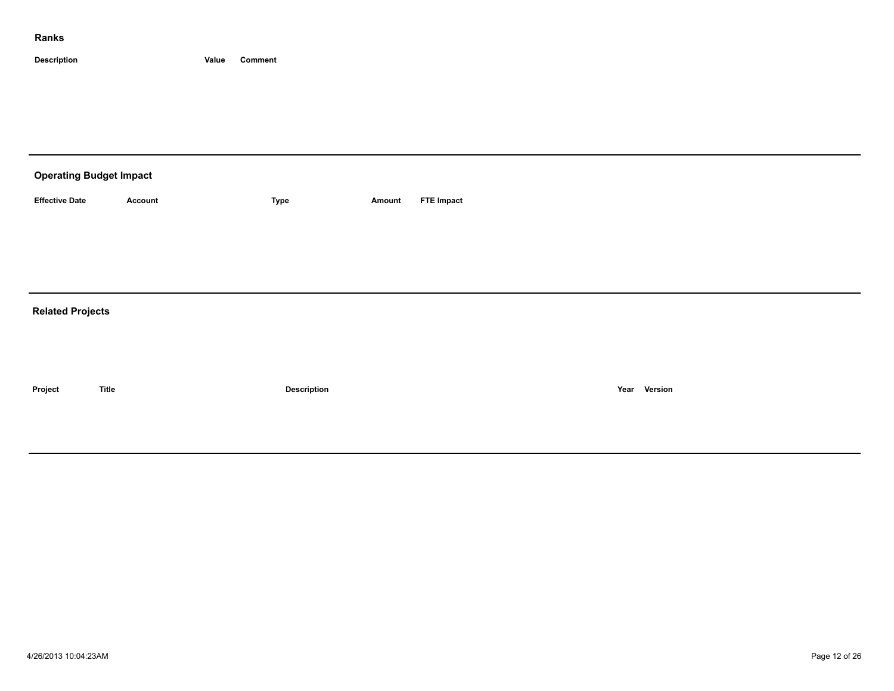## Ranks

| Description | Value | Comment |
| --- | --- | --- |

---

## Operating Budget Impact

| Effective Date | Account | Type | Amount | FTE Impact |
| --- | --- | --- | --- | --- |

---

## Related Projects

| Project | Title | Description | Year | Version |
| --- | --- | --- | --- | --- |

---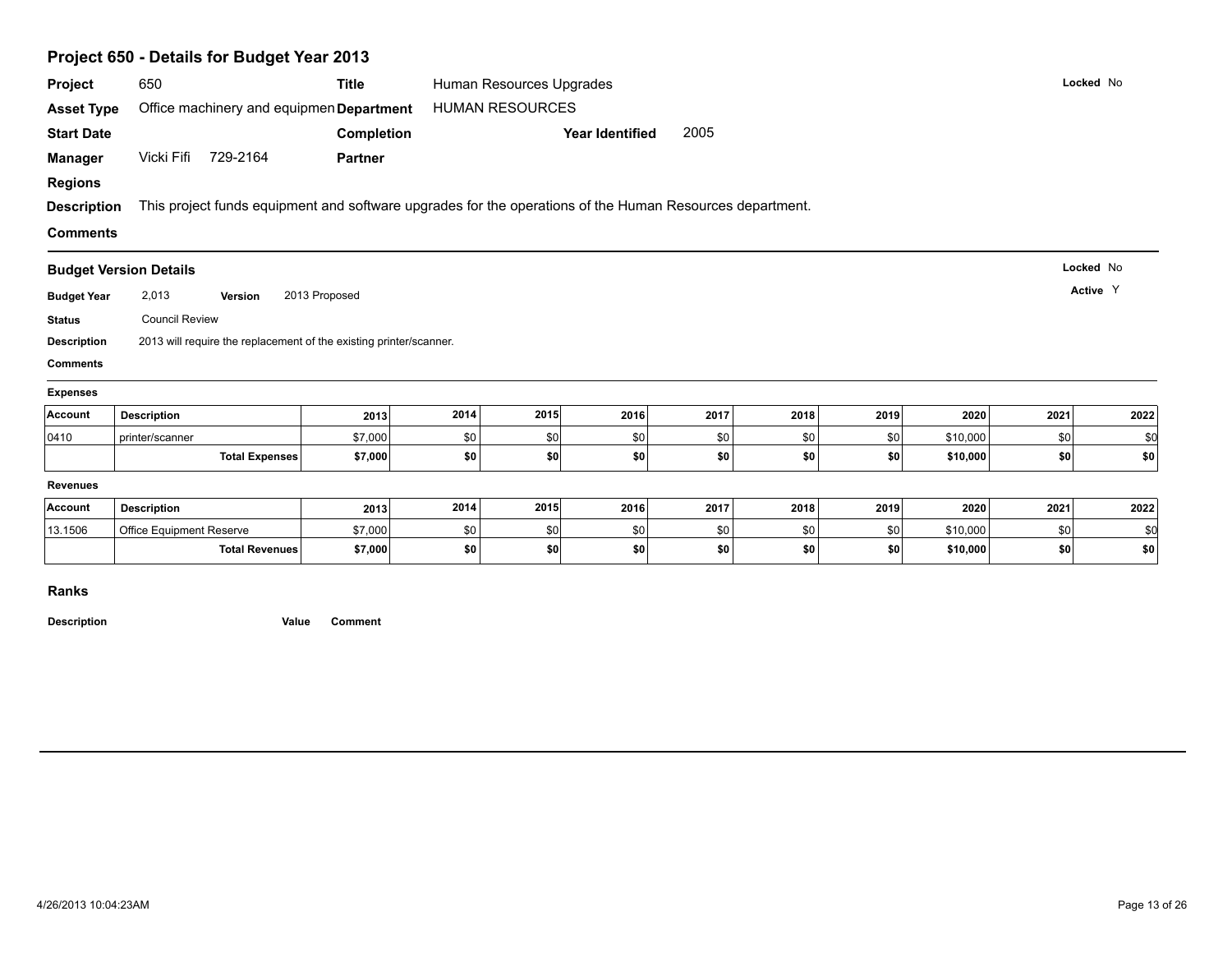# Project 650 - Details for Budget Year 2013

**Project** 650 **Title** Human Resources Upgrades **Locked** No

**Asset Type** Office machinery and equipmen **Department** HUMAN RESOURCES

**Start Date** **Completion** **Year Identified** 2005

**Manager** Vicki Fifi 729-2164 **Partner**

**Regions**

**Description** This project funds equipment and software upgrades for the operations of the Human Resources department.

**Comments**

## Budget Version Details

**Locked** No

**Active** Y

**Budget Year** 2,013 **Version** 2013 Proposed

**Status** Council Review

**Description** 2013 will require the replacement of the existing printer/scanner.

**Comments**

### Expenses

| Account | Description | 2013 | 2014 | 2015 | 2016 | 2017 | 2018 | 2019 | 2020 | 2021 | 2022 |
|---|---|---|---|---|---|---|---|---|---|---|---|
| 0410 | printer/scanner | $7,000 | $0 | $0 | $0 | $0 | $0 | $0 | $10,000 | $0 | $0 |
| | **Total Expenses** | **$7,000** | **$0** | **$0** | **$0** | **$0** | **$0** | **$0** | **$10,000** | **$0** | **$0** |

### Revenues

| Account | Description | 2013 | 2014 | 2015 | 2016 | 2017 | 2018 | 2019 | 2020 | 2021 | 2022 |
|---|---|---|---|---|---|---|---|---|---|---|---|
| 13.1506 | Office Equipment Reserve | $7,000 | $0 | $0 | $0 | $0 | $0 | $0 | $10,000 | $0 | $0 |
| | **Total Revenues** | **$7,000** | **$0** | **$0** | **$0** | **$0** | **$0** | **$0** | **$10,000** | **$0** | **$0** |

## Ranks

**Description** **Value** **Comment**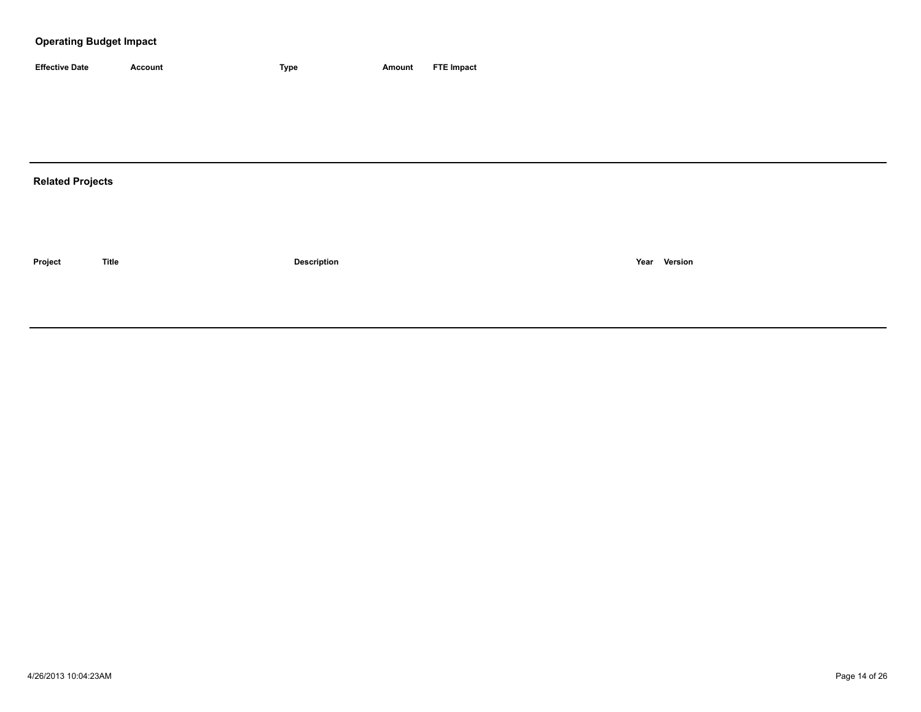## Operating Budget Impact

| Effective Date | Account | Type | Amount | FTE Impact |
|---|---|---|---|---|

## Related Projects

| Project | Title | Description | Year | Version |
|---|---|---|---|---|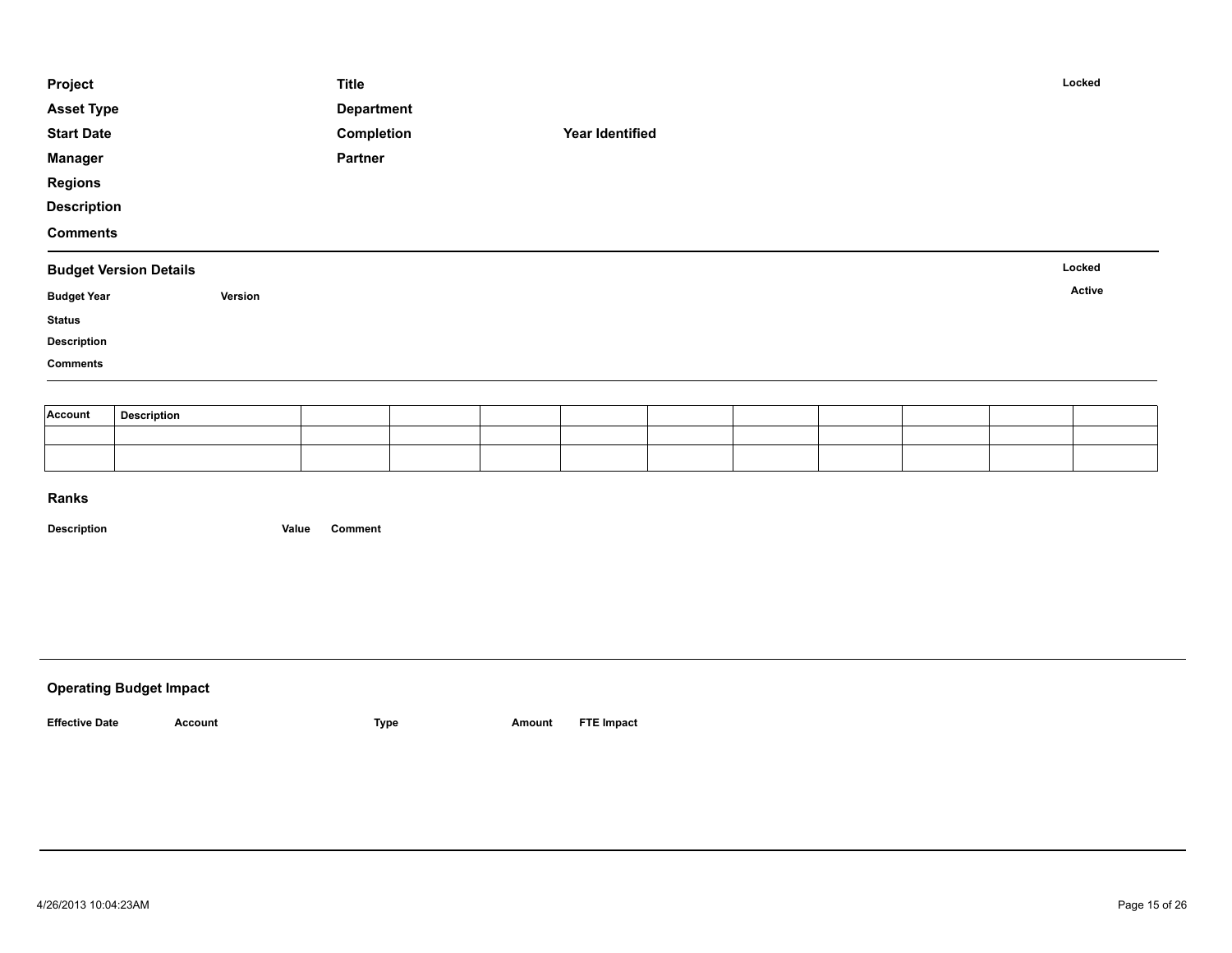**Project** **Title** **Locked**

**Asset Type** **Department**

**Start Date** **Completion** **Year Identified**

**Manager** **Partner**

**Regions**

**Description**

**Comments**

---

## Budget Version Details

**Locked**

**Budget Year** **Version** **Active**

**Status**

**Description**

**Comments**

---

| Account | Description | | | | | | | | | | |
|---|---|---|---|---|---|---|---|---|---|---|---|
| | | | | | | | | | | | |
| | | | | | | | | | | | |

## Ranks

**Description** **Value** **Comment**

---

## Operating Budget Impact

**Effective Date** **Account** **Type** **Amount** **FTE Impact**

---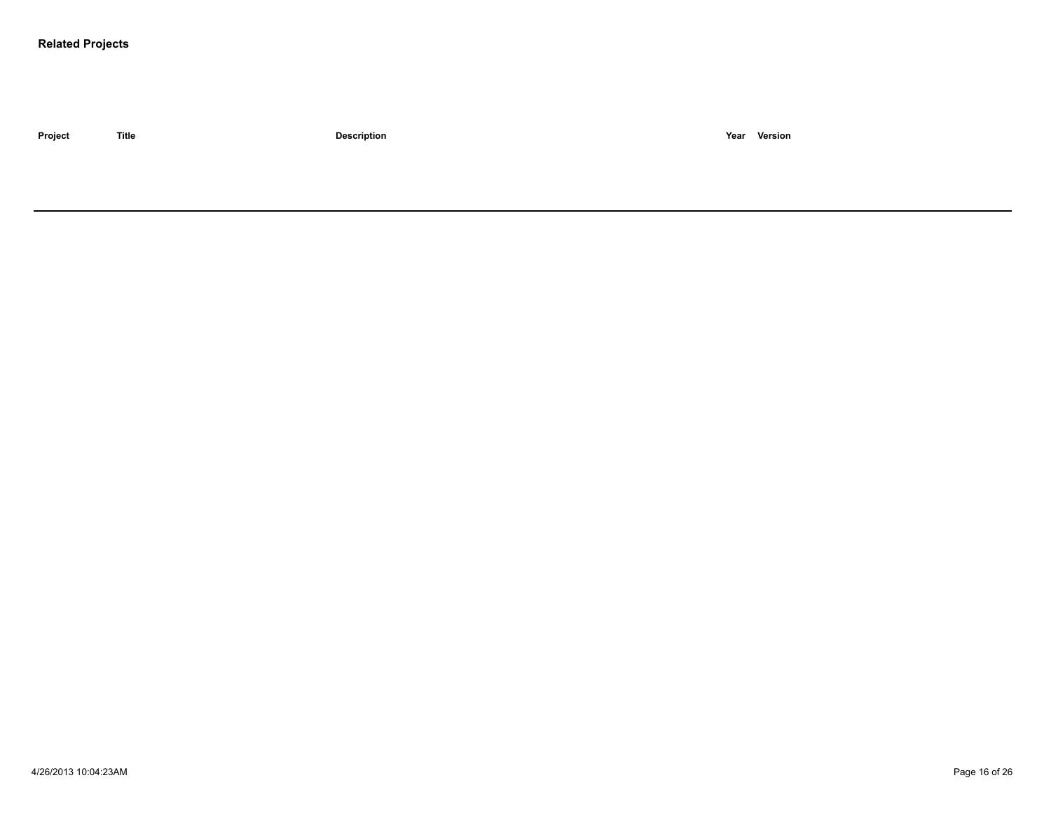## Related Projects

| Project | Title | Description | Year | Version |
| --- | --- | --- | --- | --- |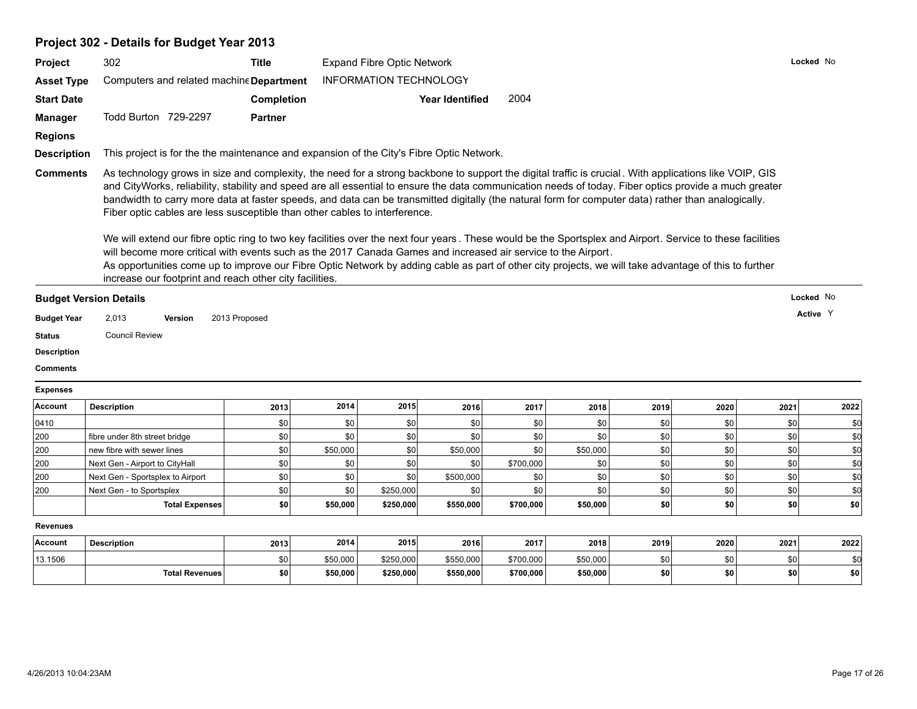## Project 302 - Details for Budget Year 2013

**Project** 302 **Title** Expand Fibre Optic Network **Locked** No

**Asset Type** Computers and related machine **Department** INFORMATION TECHNOLOGY

**Start Date** **Completion** **Year Identified** 2004

**Manager** Todd Burton 729-2297 **Partner**

**Regions**

**Description** This project is for the the maintenance and expansion of the City's Fibre Optic Network.

**Comments** As technology grows in size and complexity, the need for a strong backbone to support the digital traffic is crucial. With applications like VOIP, GIS and CityWorks, reliability, stability and speed are all essential to ensure the data communication needs of today. Fiber optics provide a much greater bandwidth to carry more data at faster speeds, and data can be transmitted digitally (the natural form for computer data) rather than analogically. Fiber optic cables are less susceptible than other cables to interference.

We will extend our fibre optic ring to two key facilities over the next four years. These would be the Sportsplex and Airport. Service to these facilities will become more critical with events such as the 2017 Canada Games and increased air service to the Airport.
As opportunities come up to improve our Fibre Optic Network by adding cable as part of other city projects, we will take advantage of this to further increase our footprint and reach other city facilities.

### Budget Version Details

**Locked** No

**Active** Y

**Budget Year** 2,013 **Version** 2013 Proposed

**Status** Council Review

**Description**

**Comments**

**Expenses**

| Account | Description | 2013 | 2014 | 2015 | 2016 | 2017 | 2018 | 2019 | 2020 | 2021 | 2022 |
|---|---|---|---|---|---|---|---|---|---|---|---|
| 0410 | | $0 | $0 | $0 | $0 | $0 | $0 | $0 | $0 | $0 | $0 |
| 200 | fibre under 8th street bridge | $0 | $0 | $0 | $0 | $0 | $0 | $0 | $0 | $0 | $0 |
| 200 | new fibre with sewer lines | $0 | $50,000 | $0 | $50,000 | $0 | $50,000 | $0 | $0 | $0 | $0 |
| 200 | Next Gen - Airport to CityHall | $0 | $0 | $0 | $0 | $700,000 | $0 | $0 | $0 | $0 | $0 |
| 200 | Next Gen - Sportsplex to Airport | $0 | $0 | $0 | $500,000 | $0 | $0 | $0 | $0 | $0 | $0 |
| 200 | Next Gen - to Sportsplex | $0 | $0 | $250,000 | $0 | $0 | $0 | $0 | $0 | $0 | $0 |
| | **Total Expenses** | **$0** | **$50,000** | **$250,000** | **$550,000** | **$700,000** | **$50,000** | **$0** | **$0** | **$0** | **$0** |

**Revenues**

| Account | Description | 2013 | 2014 | 2015 | 2016 | 2017 | 2018 | 2019 | 2020 | 2021 | 2022 |
|---|---|---|---|---|---|---|---|---|---|---|---|
| 13.1506 | | $0 | $50,000 | $250,000 | $550,000 | $700,000 | $50,000 | $0 | $0 | $0 | $0 |
| | **Total Revenues** | **$0** | **$50,000** | **$250,000** | **$550,000** | **$700,000** | **$50,000** | **$0** | **$0** | **$0** | **$0** |

4/26/2013 10:04:23AM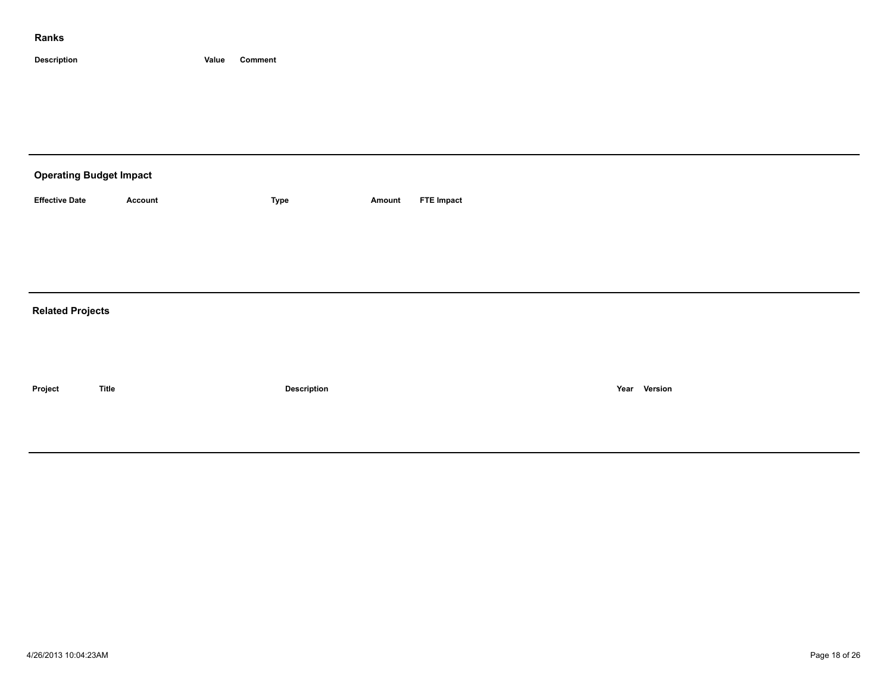## Ranks

| Description | Value | Comment |
|---|---|---|

---

## Operating Budget Impact

| Effective Date | Account | Type | Amount | FTE Impact |
|---|---|---|---|---|

---

## Related Projects

| Project | Title | Description | Year | Version |
|---|---|---|---|---|

---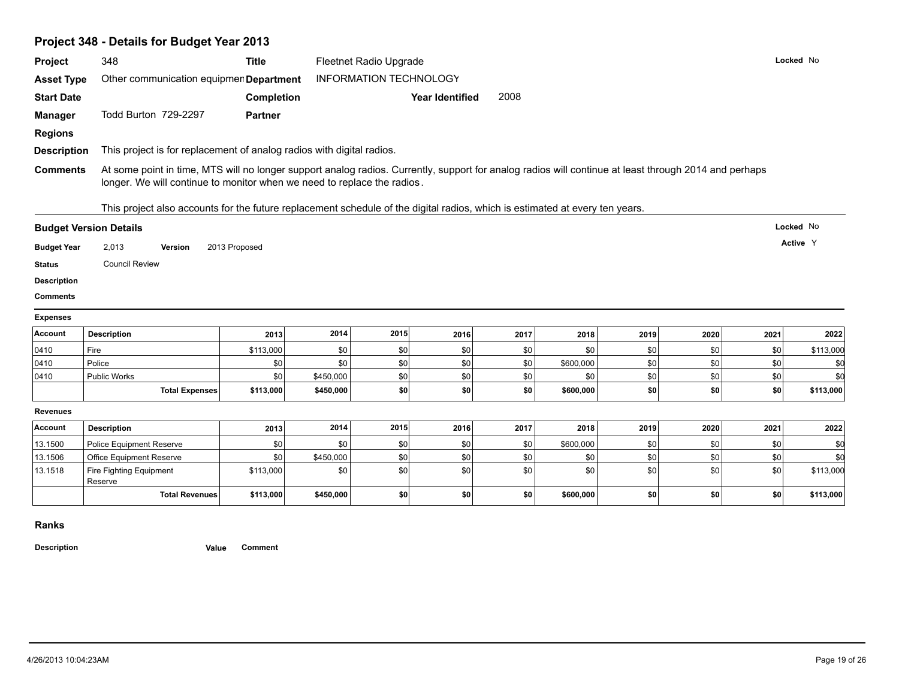## Project 348 - Details for Budget Year 2013

**Project** 348 **Title** Fleetnet Radio Upgrade **Locked** No

**Asset Type** Other communication equipmen **Department** INFORMATION TECHNOLOGY

**Start Date** **Completion** **Year Identified** 2008

**Manager** Todd Burton 729-2297 **Partner**

**Regions**

**Description** This project is for replacement of analog radios with digital radios.

**Comments** At some point in time, MTS will no longer support analog radios. Currently, support for analog radios will continue at least through 2014 and perhaps longer. We will continue to monitor when we need to replace the radios.

This project also accounts for the future replacement schedule of the digital radios, which is estimated at every ten years.

### Budget Version Details

**Locked** No

**Active** Y

**Budget Year** 2,013 **Version** 2013 Proposed

**Status** Council Review

**Description**

**Comments**

**Expenses**

| Account | Description | 2013 | 2014 | 2015 | 2016 | 2017 | 2018 | 2019 | 2020 | 2021 | 2022 |
|---|---|---|---|---|---|---|---|---|---|---|---|
| 0410 | Fire | $113,000 | $0 | $0 | $0 | $0 | $0 | $0 | $0 | $0 | $113,000 |
| 0410 | Police | $0 | $0 | $0 | $0 | $0 | $600,000 | $0 | $0 | $0 | $0 |
| 0410 | Public Works | $0 | $450,000 | $0 | $0 | $0 | $0 | $0 | $0 | $0 | $0 |
| | **Total Expenses** | **$113,000** | **$450,000** | **$0** | **$0** | **$0** | **$600,000** | **$0** | **$0** | **$0** | **$113,000** |

**Revenues**

| Account | Description | 2013 | 2014 | 2015 | 2016 | 2017 | 2018 | 2019 | 2020 | 2021 | 2022 |
|---|---|---|---|---|---|---|---|---|---|---|---|
| 13.1500 | Police Equipment Reserve | $0 | $0 | $0 | $0 | $0 | $600,000 | $0 | $0 | $0 | $0 |
| 13.1506 | Office Equipment Reserve | $0 | $450,000 | $0 | $0 | $0 | $0 | $0 | $0 | $0 | $0 |
| 13.1518 | Fire Fighting Equipment Reserve | $113,000 | $0 | $0 | $0 | $0 | $0 | $0 | $0 | $0 | $113,000 |
| | **Total Revenues** | **$113,000** | **$450,000** | **$0** | **$0** | **$0** | **$600,000** | **$0** | **$0** | **$0** | **$113,000** |

### Ranks

**Description** **Value** **Comment**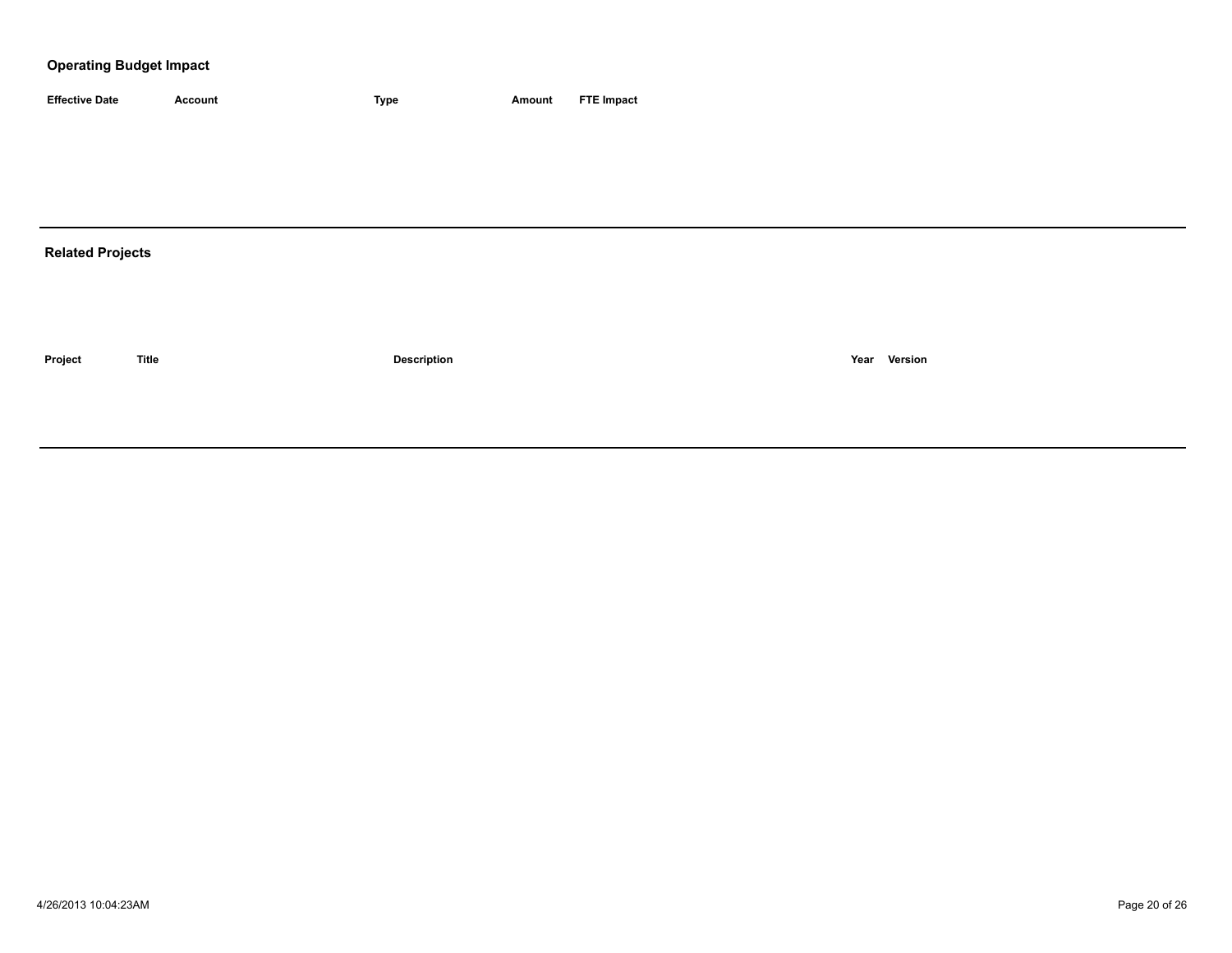## Operating Budget Impact

| Effective Date | Account | Type | Amount | FTE Impact |
|---|---|---|---|---|

---

## Related Projects

| Project | Title | Description | Year | Version |
|---|---|---|---|---|

---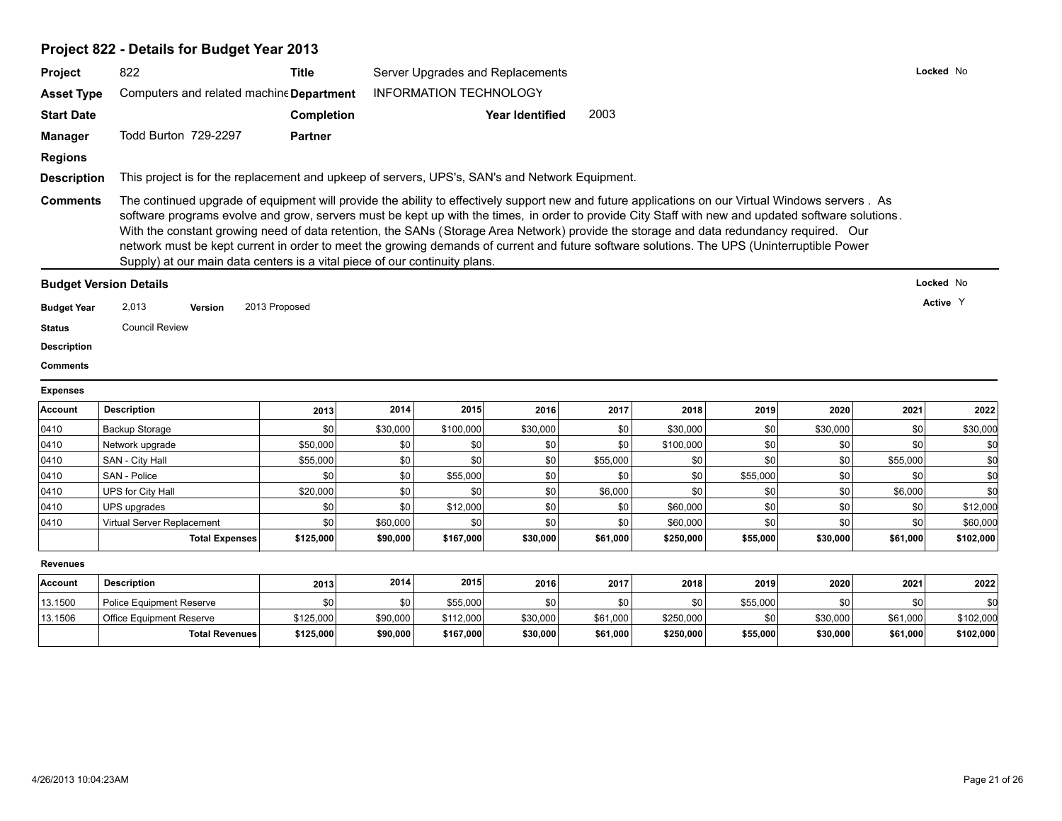## Project 822 - Details for Budget Year 2013

**Project** 822 **Title** Server Upgrades and Replacements **Locked** No

**Asset Type** Computers and related machine **Department** INFORMATION TECHNOLOGY

**Start Date** **Completion** **Year Identified** 2003

**Manager** Todd Burton 729-2297 **Partner**

**Regions**

**Description** This project is for the replacement and upkeep of servers, UPS's, SAN's and Network Equipment.

**Comments** The continued upgrade of equipment will provide the ability to effectively support new and future applications on our Virtual Windows servers . As software programs evolve and grow, servers must be kept up with the times, in order to provide City Staff with new and updated software solutions. With the constant growing need of data retention, the SANs (Storage Area Network) provide the storage and data redundancy required. Our network must be kept current in order to meet the growing demands of current and future software solutions. The UPS (Uninterruptible Power Supply) at our main data centers is a vital piece of our continuity plans.

### Budget Version Details

**Locked** No

**Budget Year** 2,013 **Version** 2013 Proposed **Active** Y

**Status** Council Review

**Description**

**Comments**

**Expenses**

| Account | Description | 2013 | 2014 | 2015 | 2016 | 2017 | 2018 | 2019 | 2020 | 2021 | 2022 |
|---|---|---|---|---|---|---|---|---|---|---|---|
| 0410 | Backup Storage | $0 | $30,000 | $100,000 | $30,000 | $0 | $30,000 | $0 | $30,000 | $0 | $30,000 |
| 0410 | Network upgrade | $50,000 | $0 | $0 | $0 | $0 | $100,000 | $0 | $0 | $0 | $0 |
| 0410 | SAN - City Hall | $55,000 | $0 | $0 | $0 | $55,000 | $0 | $0 | $0 | $55,000 | $0 |
| 0410 | SAN - Police | $0 | $0 | $55,000 | $0 | $0 | $0 | $55,000 | $0 | $0 | $0 |
| 0410 | UPS for City Hall | $20,000 | $0 | $0 | $0 | $6,000 | $0 | $0 | $0 | $6,000 | $0 |
| 0410 | UPS upgrades | $0 | $0 | $12,000 | $0 | $0 | $60,000 | $0 | $0 | $0 | $12,000 |
| 0410 | Virtual Server Replacement | $0 | $60,000 | $0 | $0 | $0 | $60,000 | $0 | $0 | $0 | $60,000 |
| | **Total Expenses** | **$125,000** | **$90,000** | **$167,000** | **$30,000** | **$61,000** | **$250,000** | **$55,000** | **$30,000** | **$61,000** | **$102,000** |

**Revenues**

| Account | Description | 2013 | 2014 | 2015 | 2016 | 2017 | 2018 | 2019 | 2020 | 2021 | 2022 |
|---|---|---|---|---|---|---|---|---|---|---|---|
| 13.1500 | Police Equipment Reserve | $0 | $0 | $55,000 | $0 | $0 | $0 | $55,000 | $0 | $0 | $0 |
| 13.1506 | Office Equipment Reserve | $125,000 | $90,000 | $112,000 | $30,000 | $61,000 | $250,000 | $0 | $30,000 | $61,000 | $102,000 |
| | **Total Revenues** | **$125,000** | **$90,000** | **$167,000** | **$30,000** | **$61,000** | **$250,000** | **$55,000** | **$30,000** | **$61,000** | **$102,000** |

4/26/2013 10:04:23AM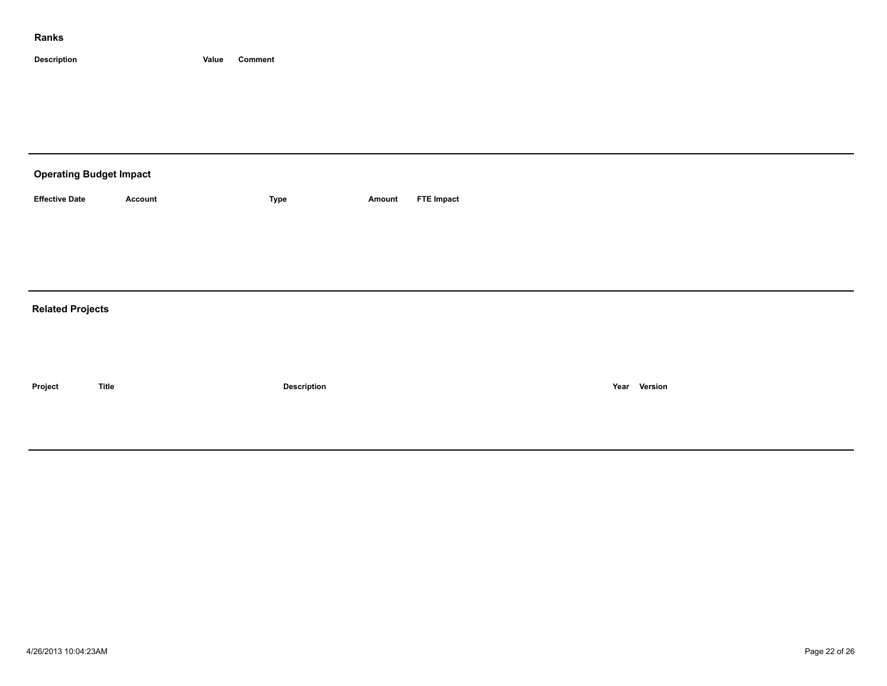## Ranks

| Description | Value | Comment |
| --- | --- | --- |

## Operating Budget Impact

| Effective Date | Account | Type | Amount | FTE Impact |
| --- | --- | --- | --- | --- |

## Related Projects

| Project | Title | Description | Year | Version |
| --- | --- | --- | --- | --- |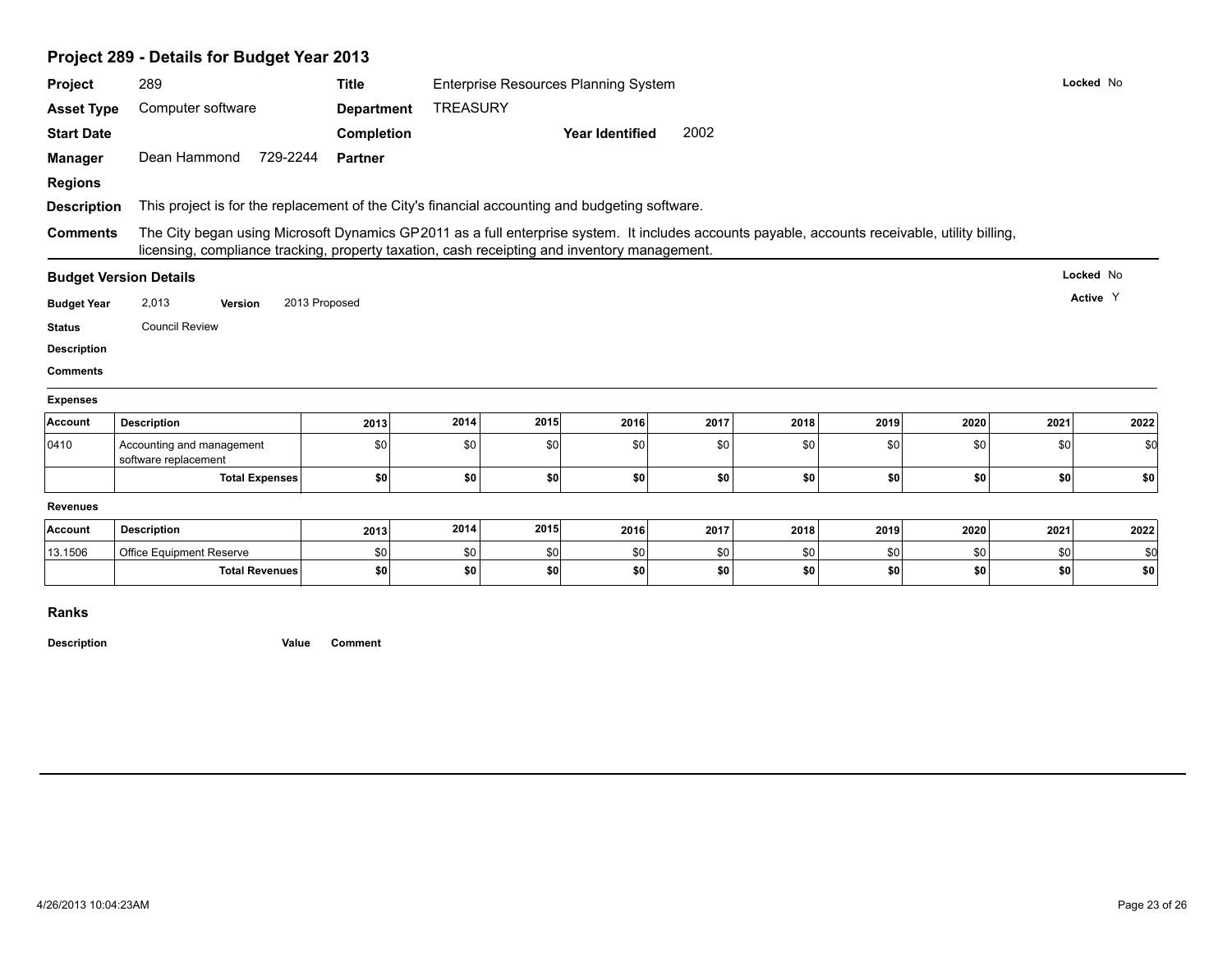## Project 289 - Details for Budget Year 2013

**Project** 289 **Title** Enterprise Resources Planning System **Locked** No

**Asset Type** Computer software **Department** TREASURY

**Start Date** **Completion** **Year Identified** 2002

**Manager** Dean Hammond 729-2244 **Partner**

**Regions**

**Description** This project is for the replacement of the City's financial accounting and budgeting software.

**Comments** The City began using Microsoft Dynamics GP2011 as a full enterprise system. It includes accounts payable, accounts receivable, utility billing, licensing, compliance tracking, property taxation, cash receipting and inventory management.

### Budget Version Details

**Locked** No

**Active** Y

**Budget Year** 2,013 **Version** 2013 Proposed

**Status** Council Review

**Description**

**Comments**

**Expenses**

| Account | Description | 2013 | 2014 | 2015 | 2016 | 2017 | 2018 | 2019 | 2020 | 2021 | 2022 |
|---|---|---|---|---|---|---|---|---|---|---|---|
| 0410 | Accounting and management software replacement | $0 | $0 | $0 | $0 | $0 | $0 | $0 | $0 | $0 | $0 |
| | **Total Expenses** | **$0** | **$0** | **$0** | **$0** | **$0** | **$0** | **$0** | **$0** | **$0** | **$0** |

**Revenues**

| Account | Description | 2013 | 2014 | 2015 | 2016 | 2017 | 2018 | 2019 | 2020 | 2021 | 2022 |
|---|---|---|---|---|---|---|---|---|---|---|---|
| 13.1506 | Office Equipment Reserve | $0 | $0 | $0 | $0 | $0 | $0 | $0 | $0 | $0 | $0 |
| | **Total Revenues** | **$0** | **$0** | **$0** | **$0** | **$0** | **$0** | **$0** | **$0** | **$0** | **$0** |

### Ranks

**Description** **Value** **Comment**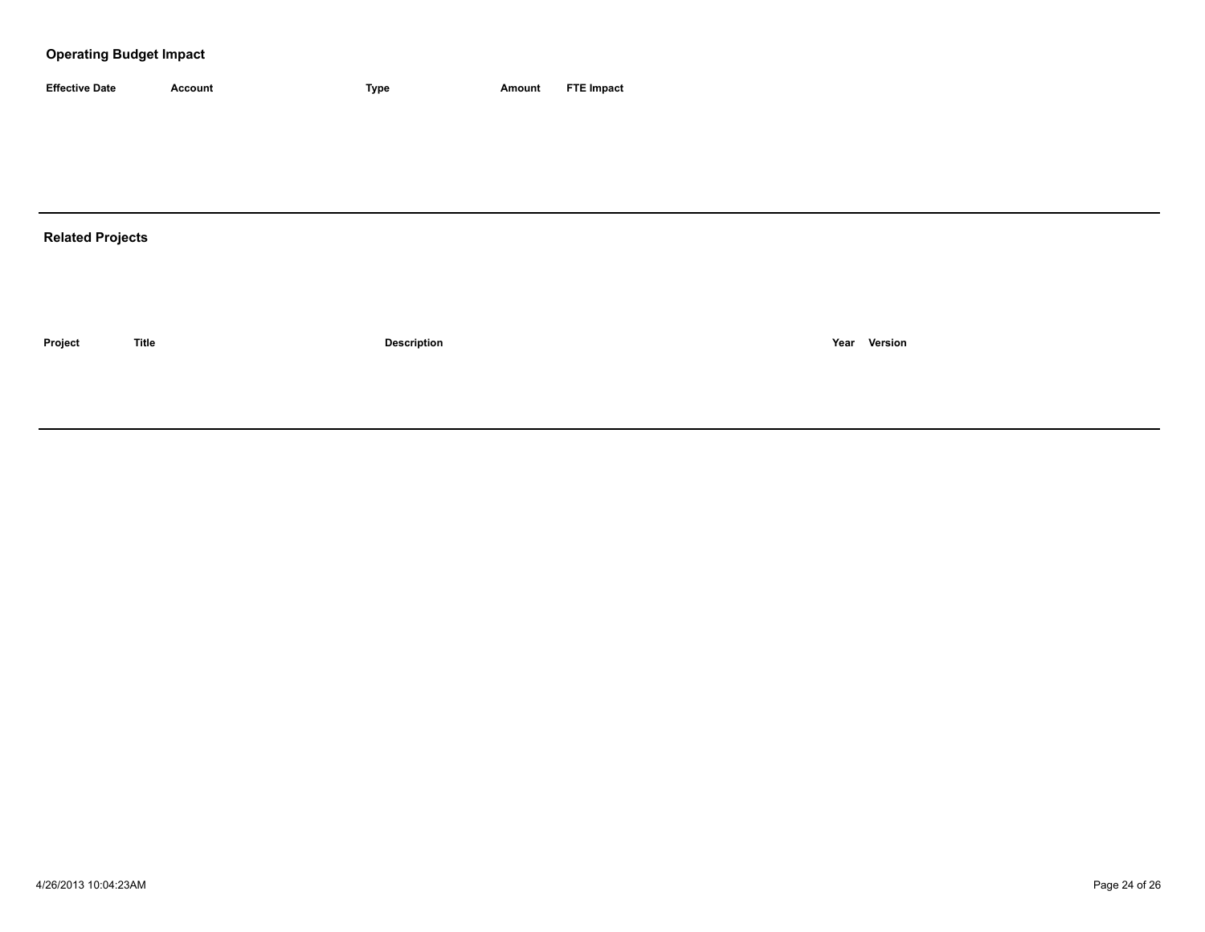## Operating Budget Impact

| Effective Date | Account | Type | Amount | FTE Impact |
|---|---|---|---|---|

## Related Projects

| Project | Title | Description | Year | Version |
|---|---|---|---|---|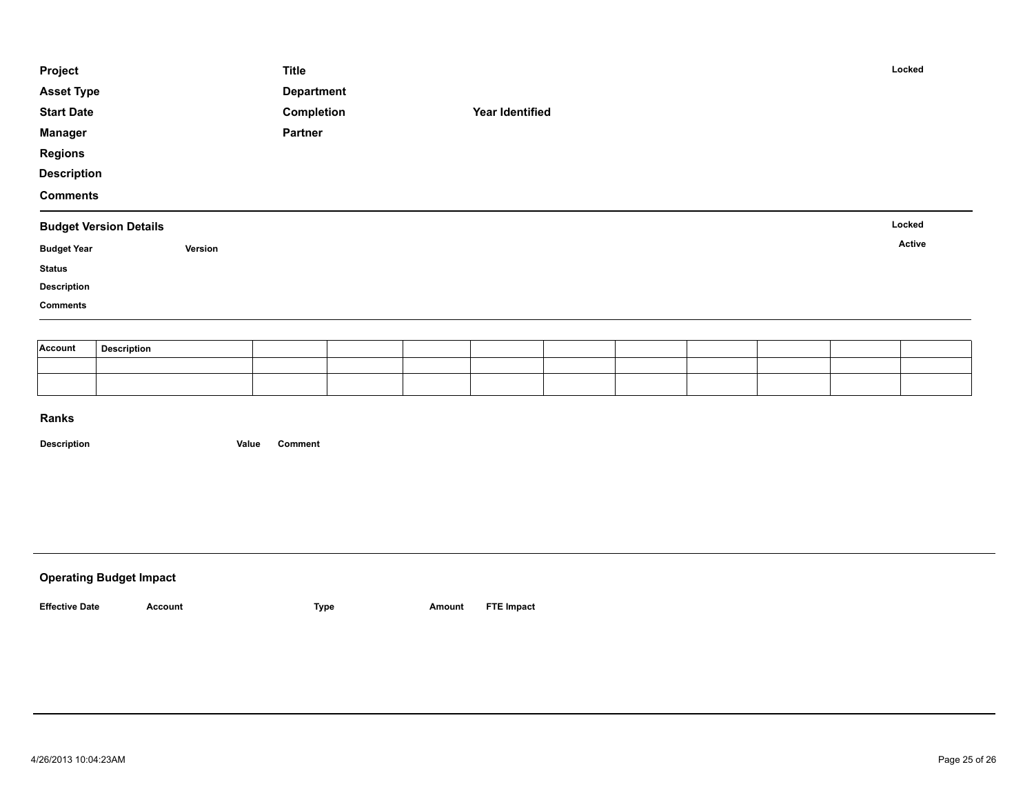**Project** **Title** **Locked**

**Asset Type** **Department**

**Start Date** **Completion** **Year Identified**

**Manager** **Partner**

**Regions**

**Description**

**Comments**

---

## Budget Version Details

**Locked**

**Budget Year** **Version** **Active**

**Status**

**Description**

**Comments**

| Account | Description | | | | | | | | | | |
|---|---|---|---|---|---|---|---|---|---|---|---|
| | | | | | | | | | | | |
| | | | | | | | | | | | |

## Ranks

**Description** **Value** **Comment**

---

## Operating Budget Impact

**Effective Date** **Account** **Type** **Amount** **FTE Impact**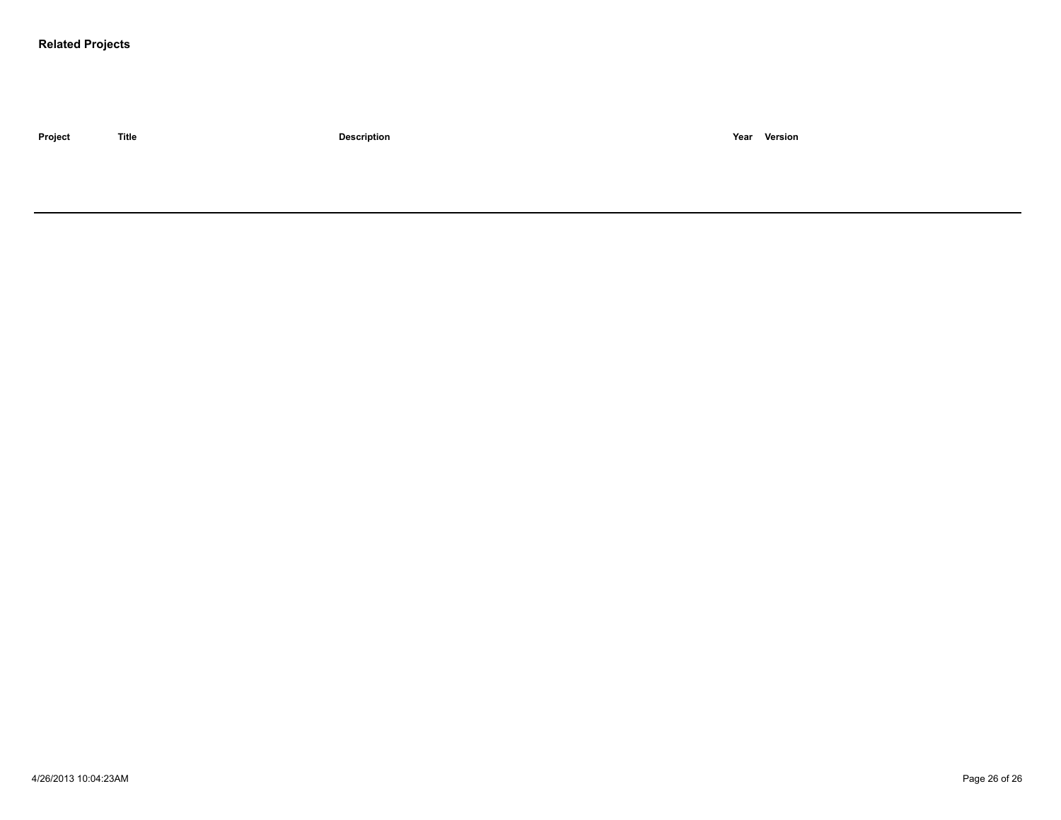**Related Projects**

| Project | Title | Description | Year | Version |
|---|---|---|---|---|

4/26/2013 10:04:23AM